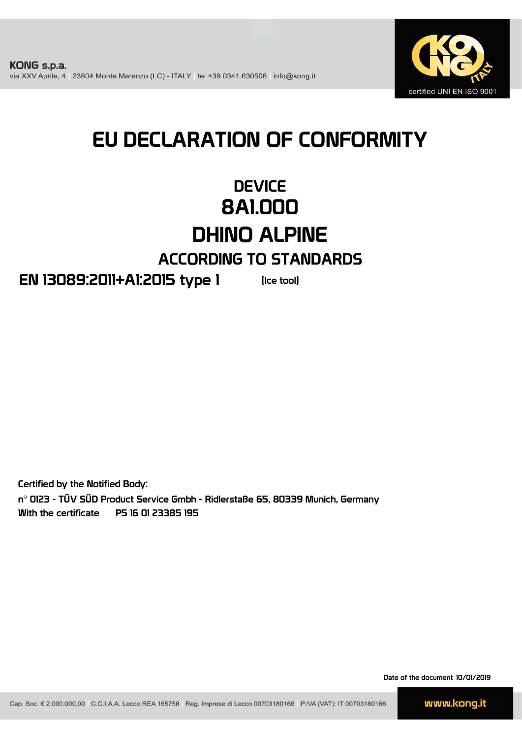**KONG s.p.a.**
via XXV Aprile, 4 | 23804 Monte Marenzo (LC) - ITALY | tel +39 0341.630506 | info@kong.it

certified UNI EN ISO 9001

# EU DECLARATION OF CONFORMITY

## DEVICE
## 8A1.000
## DHINO ALPINE

### ACCORDING TO STANDARDS

**EN 13089:2011+A1:2015 type 1** (Ice tool)

Certified by the Notified Body:
n° 0123 - TÜV SÜD Product Service Gmbh - Ridlerstaße 65, 80339 Munich, Germany
With the certificate P5 16 01 23385 195

Date of the document 10/01/2019

Cap. Soc. € 2.000.000,00 | C.C.I.A.A. Lecco REA 165758 | Reg. Imprese di Lecco 00703180166 | P.IVA (VAT): IT 00703180166

www.kong.it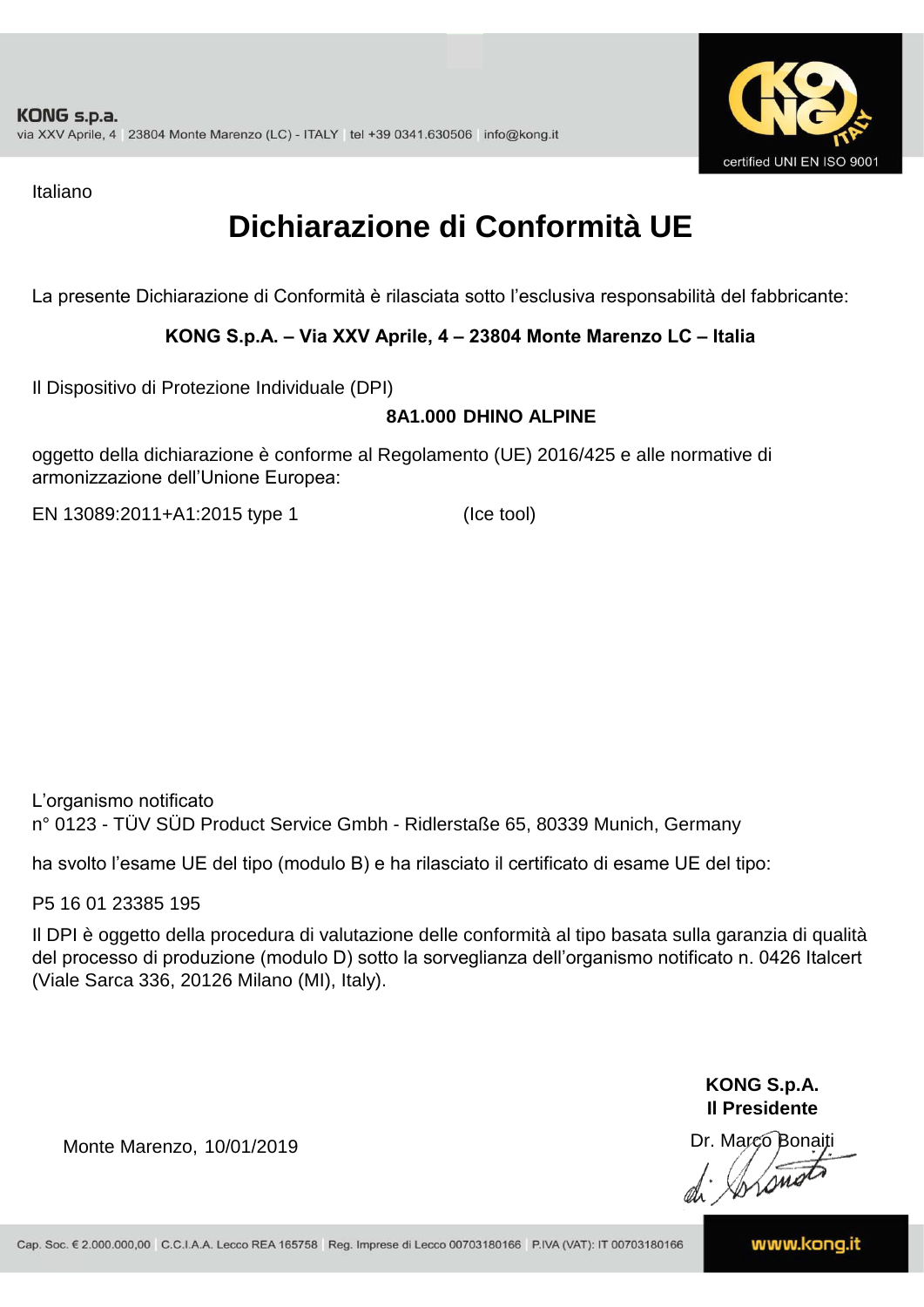Italiano

# Dichiarazione di Conformità UE

La presente Dichiarazione di Conformità è rilasciata sotto l'esclusiva responsabilità del fabbricante:

**KONG S.p.A. – Via XXV Aprile, 4 – 23804 Monte Marenzo LC – Italia**

Il Dispositivo di Protezione Individuale (DPI)

**8A1.000 DHINO ALPINE**

oggetto della dichiarazione è conforme al Regolamento (UE) 2016/425 e alle normative di armonizzazione dell'Unione Europea:

EN 13089:2011+A1:2015 type 1 (Ice tool)

L'organismo notificato
n° 0123 - TÜV SÜD Product Service Gmbh - Ridlerstaße 65, 80339 Munich, Germany

ha svolto l'esame UE del tipo (modulo B) e ha rilasciato il certificato di esame UE del tipo:

P5 16 01 23385 195

Il DPI è oggetto della procedura di valutazione delle conformità al tipo basata sulla garanzia di qualità del processo di produzione (modulo D) sotto la sorveglianza dell'organismo notificato n. 0426 Italcert (Viale Sarca 336, 20126 Milano (MI), Italy).

Monte Marenzo, 10/01/2019

**KONG S.p.A.**
**Il Presidente**
Dr. Marco Bonaiti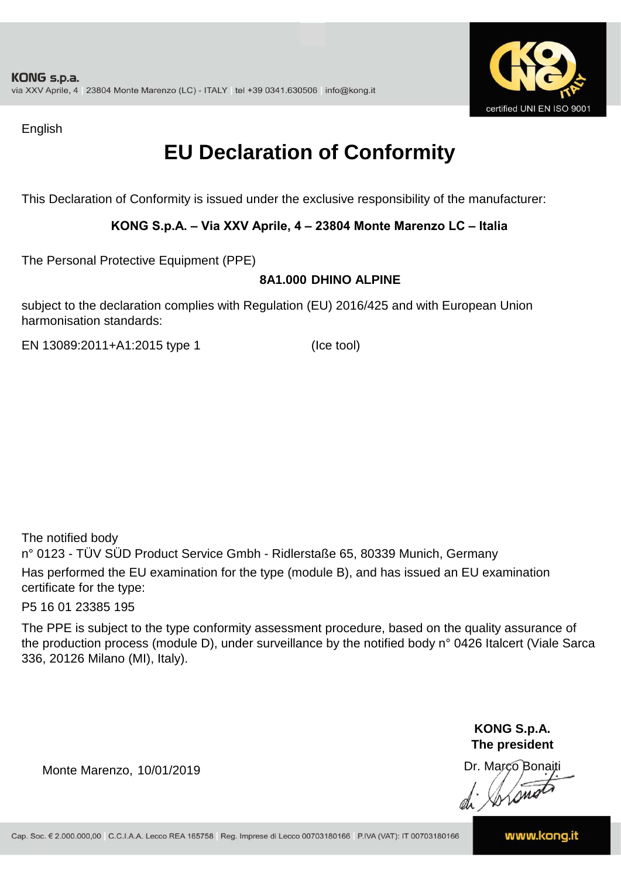English

# EU Declaration of Conformity

This Declaration of Conformity is issued under the exclusive responsibility of the manufacturer:

**KONG S.p.A. – Via XXV Aprile, 4 – 23804 Monte Marenzo LC – Italia**

The Personal Protective Equipment (PPE)

**8A1.000 DHINO ALPINE**

subject to the declaration complies with Regulation (EU) 2016/425 and with European Union harmonisation standards:

EN 13089:2011+A1:2015 type 1 (Ice tool)

The notified body
n° 0123 - TÜV SÜD Product Service Gmbh - Ridlerstaße 65, 80339 Munich, Germany
Has performed the EU examination for the type (module B), and has issued an EU examination certificate for the type:

P5 16 01 23385 195

The PPE is subject to the type conformity assessment procedure, based on the quality assurance of the production process (module D), under surveillance by the notified body n° 0426 Italcert (Viale Sarca 336, 20126 Milano (MI), Italy).

**KONG S.p.A.**
**The president**

Monte Marenzo, 10/01/2019

Dr. Marco Bonaiti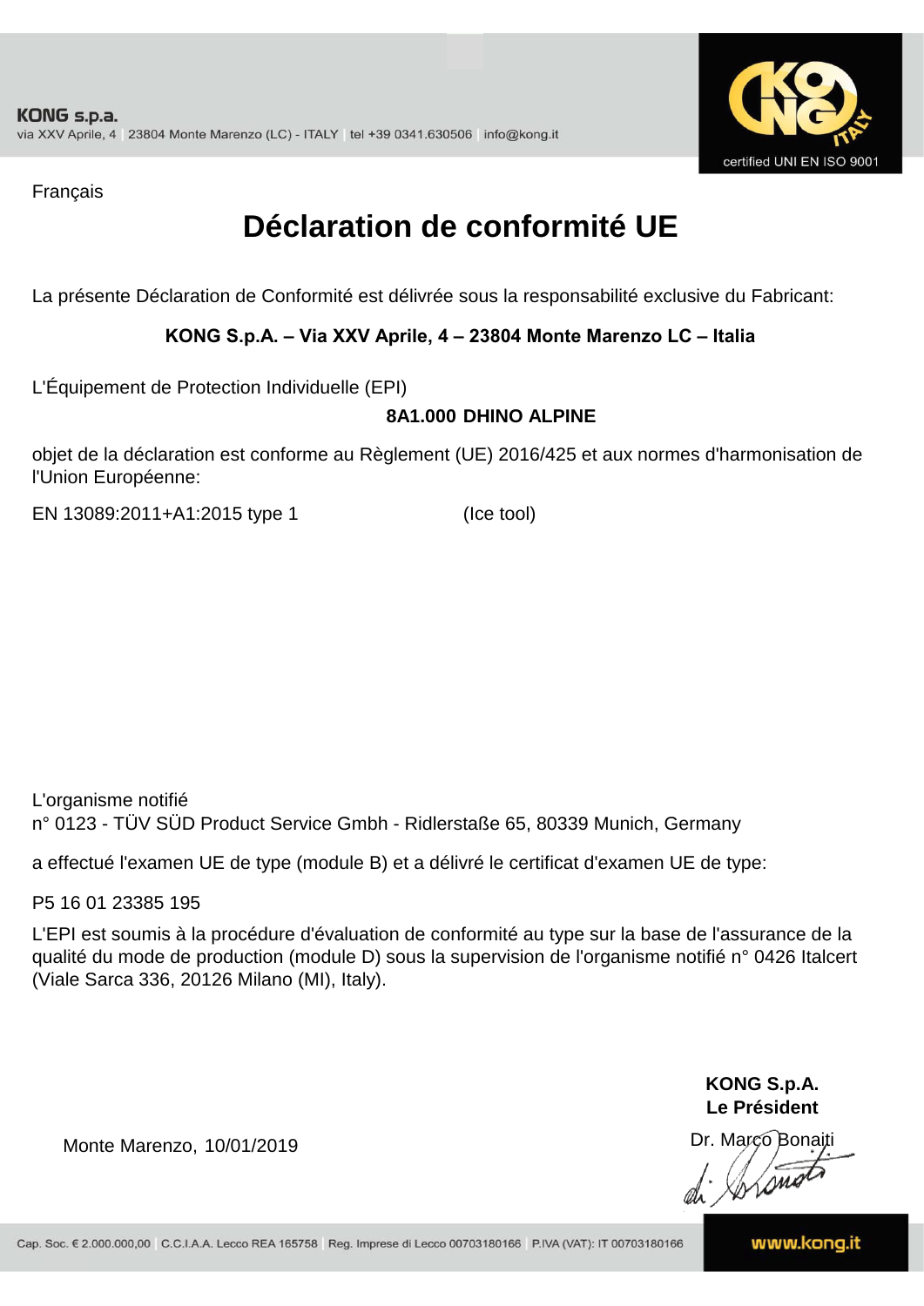Français

# Déclaration de conformité UE

La présente Déclaration de Conformité est délivrée sous la responsabilité exclusive du Fabricant:

**KONG S.p.A. – Via XXV Aprile, 4 – 23804 Monte Marenzo LC – Italia**

L'Équipement de Protection Individuelle (EPI)

**8A1.000 DHINO ALPINE**

objet de la déclaration est conforme au Règlement (UE) 2016/425 et aux normes d'harmonisation de l'Union Européenne:

EN 13089:2011+A1:2015 type 1 (Ice tool)

L'organisme notifié
n° 0123 - TÜV SÜD Product Service Gmbh - Ridlerstaße 65, 80339 Munich, Germany

a effectué l'examen UE de type (module B) et a délivré le certificat d'examen UE de type:

P5 16 01 23385 195

L'EPI est soumis à la procédure d'évaluation de conformité au type sur la base de l'assurance de la qualité du mode de production (module D) sous la supervision de l'organisme notifié n° 0426 Italcert (Viale Sarca 336, 20126 Milano (MI), Italy).

Monte Marenzo, 10/01/2019

**KONG S.p.A.**
**Le Président**
Dr. Marco Bonaiti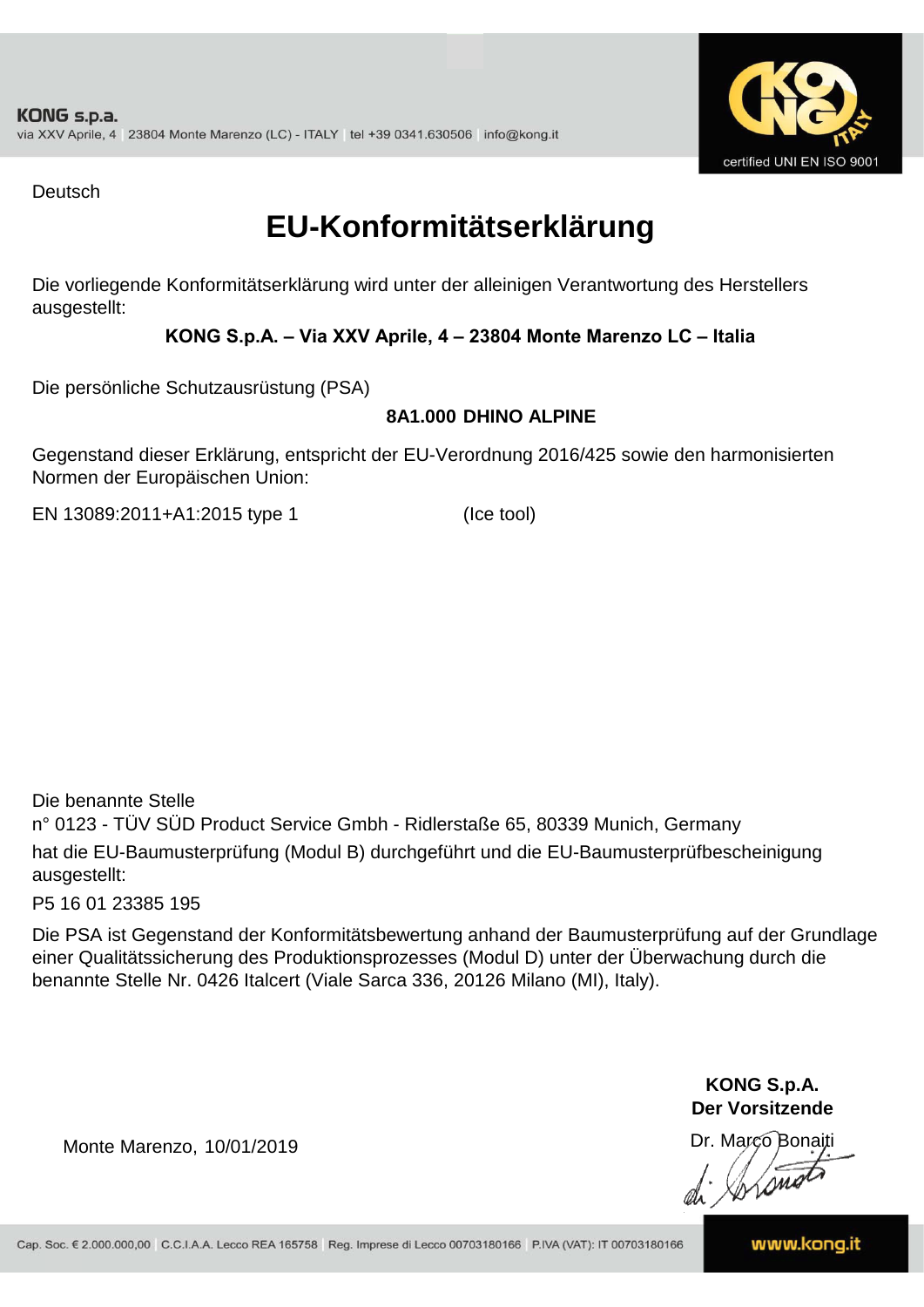KONG s.p.a.
via XXV Aprile, 4 | 23804 Monte Marenzo (LC) - ITALY | tel +39 0341.630506 | info@kong.it

certified UNI EN ISO 9001

Deutsch

# EU-Konformitätserklärung

Die vorliegende Konformitätserklärung wird unter der alleinigen Verantwortung des Herstellers ausgestellt:

**KONG S.p.A. – Via XXV Aprile, 4 – 23804 Monte Marenzo LC – Italia**

Die persönliche Schutzausrüstung (PSA)

**8A1.000 DHINO ALPINE**

Gegenstand dieser Erklärung, entspricht der EU-Verordnung 2016/425 sowie den harmonisierten Normen der Europäischen Union:

EN 13089:2011+A1:2015 type 1 (Ice tool)

Die benannte Stelle
n° 0123 - TÜV SÜD Product Service Gmbh - Ridlerstaße 65, 80339 Munich, Germany
hat die EU-Baumusterprüfung (Modul B) durchgeführt und die EU-Baumusterprüfbescheinigung ausgestellt:

P5 16 01 23385 195

Die PSA ist Gegenstand der Konformitätsbewertung anhand der Baumusterprüfung auf der Grundlage einer Qualitätssicherung des Produktionsprozesses (Modul D) unter der Überwachung durch die benannte Stelle Nr. 0426 Italcert (Viale Sarca 336, 20126 Milano (MI), Italy).

Monte Marenzo, 10/01/2019

**KONG S.p.A.**
**Der Vorsitzende**
Dr. Marco Bonaiti

Cap. Soc. € 2.000.000,00 | C.C.I.A.A. Lecco REA 165758 | Reg. Imprese di Lecco 00703180166 | P.IVA (VAT): IT 00703180166

www.kong.it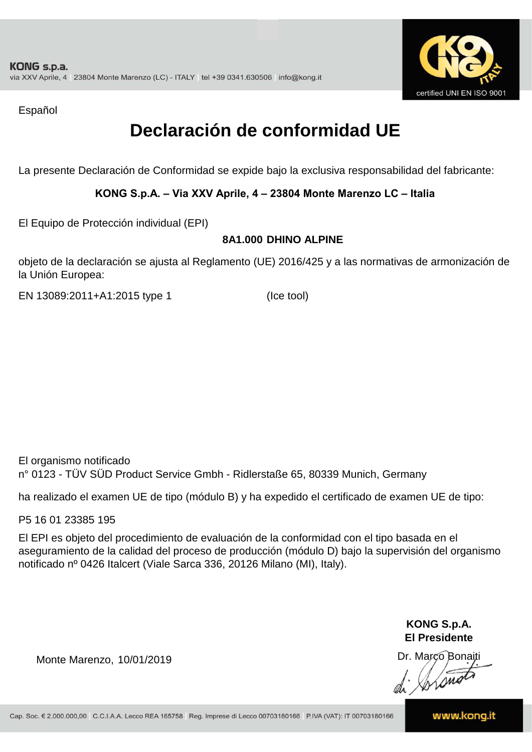Español

# Declaración de conformidad UE

La presente Declaración de Conformidad se expide bajo la exclusiva responsabilidad del fabricante:

**KONG S.p.A. – Via XXV Aprile, 4 – 23804 Monte Marenzo LC – Italia**

El Equipo de Protección individual (EPI)

**8A1.000 DHINO ALPINE**

objeto de la declaración se ajusta al Reglamento (UE) 2016/425 y a las normativas de armonización de la Unión Europea:

EN 13089:2011+A1:2015 type 1 (Ice tool)

El organismo notificado
n° 0123 - TÜV SÜD Product Service Gmbh - Ridlerstaße 65, 80339 Munich, Germany

ha realizado el examen UE de tipo (módulo B) y ha expedido el certificado de examen UE de tipo:

P5 16 01 23385 195

El EPI es objeto del procedimiento de evaluación de la conformidad con el tipo basada en el aseguramiento de la calidad del proceso de producción (módulo D) bajo la supervisión del organismo notificado nº 0426 Italcert (Viale Sarca 336, 20126 Milano (MI), Italy).

Monte Marenzo, 10/01/2019

**KONG S.p.A.**
**El Presidente**
Dr. Marco Bonaiti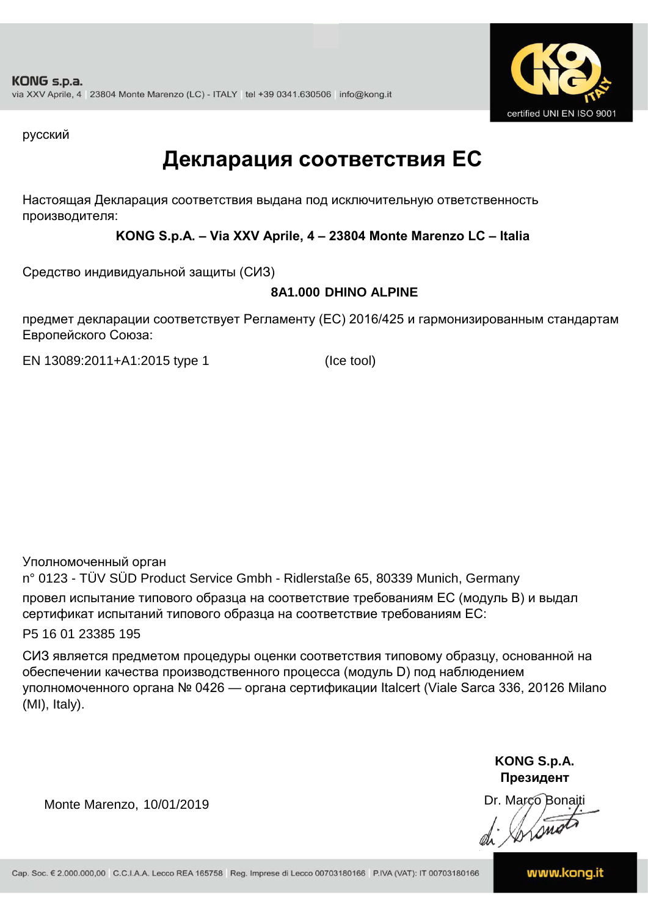KONG s.p.a.
via XXV Aprile, 4 | 23804 Monte Marenzo (LC) - ITALY | tel +39 0341.630506 | info@kong.it

certified UNI EN ISO 9001

русский

# Декларация соответствия ЕС

Настоящая Декларация соответствия выдана под исключительную ответственность производителя:

**KONG S.p.A. – Via XXV Aprile, 4 – 23804 Monte Marenzo LC – Italia**

Средство индивидуальной защиты (СИЗ)

**8A1.000 DHINO ALPINE**

предмет декларации соответствует Регламенту (ЕС) 2016/425 и гармонизированным стандартам Европейского Союза:

EN 13089:2011+A1:2015 type 1 (Ice tool)

Уполномоченный орган
n° 0123 - TÜV SÜD Product Service Gmbh - Ridlerstaße 65, 80339 Munich, Germany
провел испытание типового образца на соответствие требованиям ЕС (модуль B) и выдал сертификат испытаний типового образца на соответствие требованиям ЕС:

P5 16 01 23385 195

СИЗ является предметом процедуры оценки соответствия типовому образцу, основанной на обеспечении качества производственного процесса (модуль D) под наблюдением уполномоченного органа № 0426 — органа сертификации Italcert (Viale Sarca 336, 20126 Milano (MI), Italy).

Monte Marenzo, 10/01/2019

**KONG S.p.A.**
**Президент**
Dr. Marco Bonaiti

Cap. Soc. € 2.000.000,00 | C.C.I.A.A. Lecco REA 165758 | Reg. Imprese di Lecco 00703180166 | P.IVA (VAT): IT 00703180166 | www.kong.it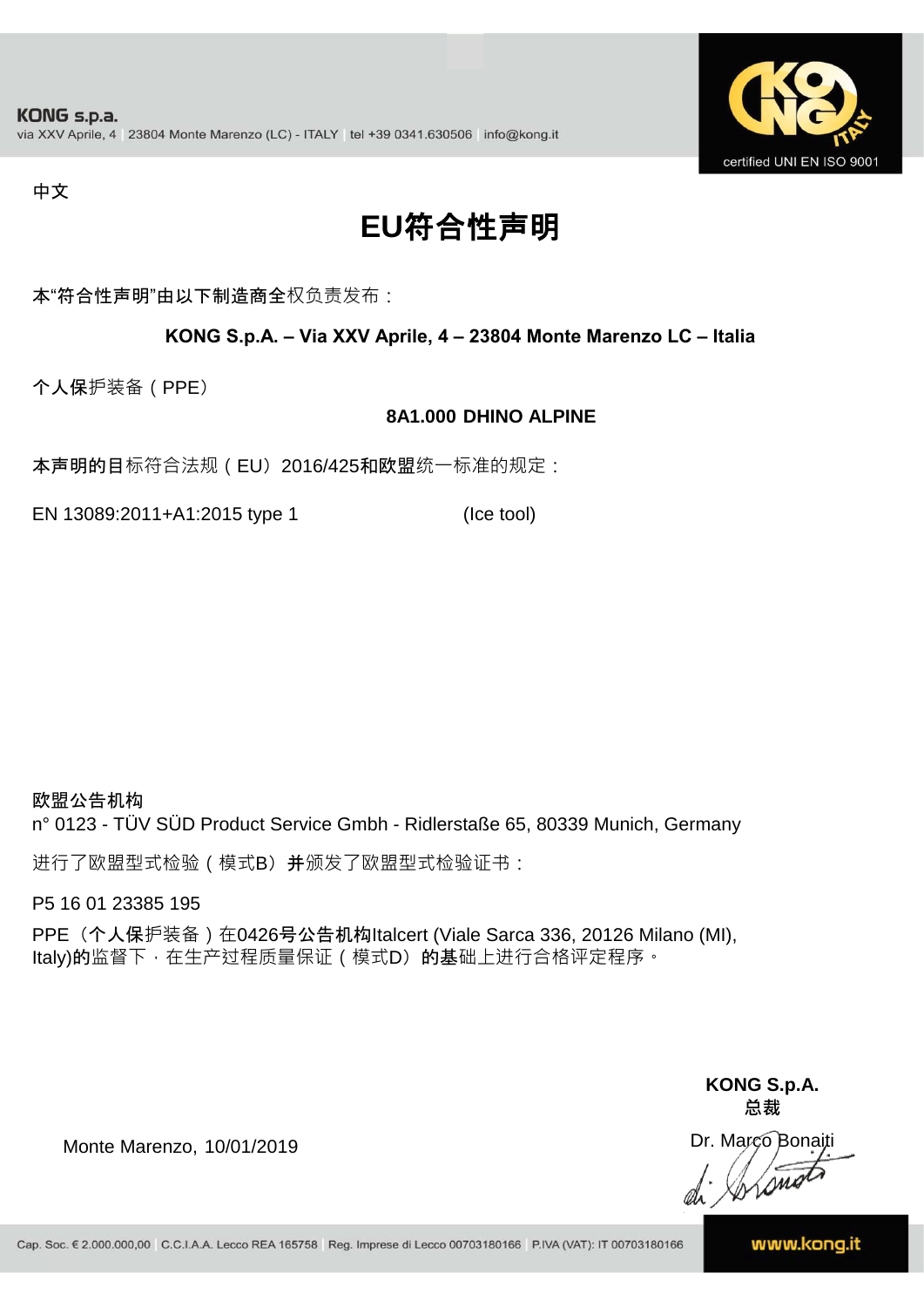中文

# EU符合性声明

本"符合性声明"由以下制造商全权负责发布：

**KONG S.p.A. – Via XXV Aprile, 4 – 23804 Monte Marenzo LC – Italia**

个人保护装备（PPE）

**8A1.000 DHINO ALPINE**

本声明的目标符合法规（EU）2016/425和欧盟统一标准的规定：

EN 13089:2011+A1:2015 type 1 (Ice tool)

欧盟公告机构
n° 0123 - TÜV SÜD Product Service Gmbh - Ridlerstaße 65, 80339 Munich, Germany

进行了欧盟型式检验（模式B）并颁发了欧盟型式检验证书：

P5 16 01 23385 195

PPE（个人保护装备）在0426号公告机构Italcert (Viale Sarca 336, 20126 Milano (MI), Italy)的监督下，在生产过程质量保证（模式D）的基础上进行合格评定程序。

**KONG S.p.A.**
**总裁**

Monte Marenzo, 10/01/2019

Dr. Marco Bonaiti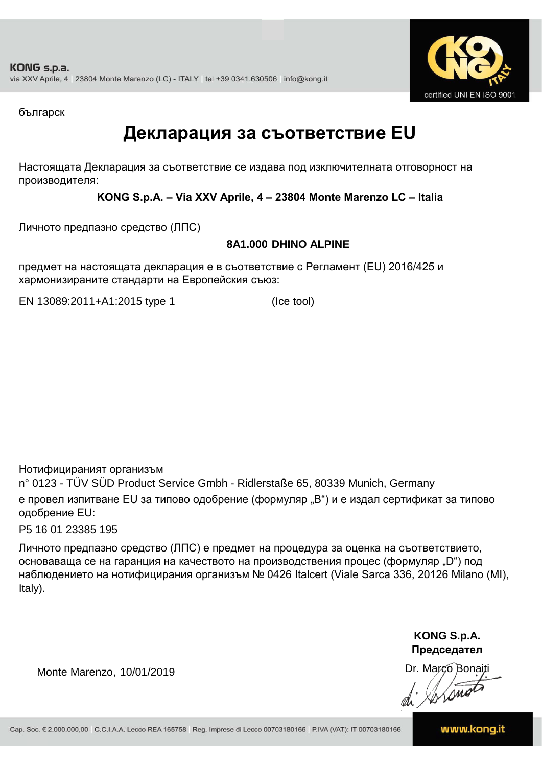KONG s.p.a.
via XXV Aprile, 4 | 23804 Monte Marenzo (LC) - ITALY | tel +39 0341.630506 | info@kong.it

certified UNI EN ISO 9001

българск

# Декларация за съответствие EU

Настоящата Декларация за съответствие се издава под изключителната отговорност на производителя:

**KONG S.p.A. – Via XXV Aprile, 4 – 23804 Monte Marenzo LC – Italia**

Личното предпазно средство (ЛПС)

**8A1.000 DHINO ALPINE**

предмет на настоящата декларация е в съответствие с Регламент (EU) 2016/425 и хармонизираните стандарти на Европейския съюз:

EN 13089:2011+A1:2015 type 1 (Ice tool)

Нотифицираният организъм
n° 0123 - TÜV SÜD Product Service Gmbh - Ridlerstaße 65, 80339 Munich, Germany
е провел изпитване EU за типово одобрение (формуляр „B“) и е издал сертификат за типово одобрение EU:

P5 16 01 23385 195

Личното предпазно средство (ЛПС) е предмет на процедура за оценка на съответствието, основаваща се на гаранция на качеството на производствения процес (формуляр „D“) под наблюдението на нотифицирания организъм № 0426 Italcert (Viale Sarca 336, 20126 Milano (MI), Italy).

Monte Marenzo, 10/01/2019

**KONG S.p.A.**
**Председател**
Dr. Marco Bonaiti

Cap. Soc. € 2.000.000,00 | C.C.I.A.A. Lecco REA 165758 | Reg. Imprese di Lecco 00703180166 | P.IVA (VAT): IT 00703180166 | www.kong.it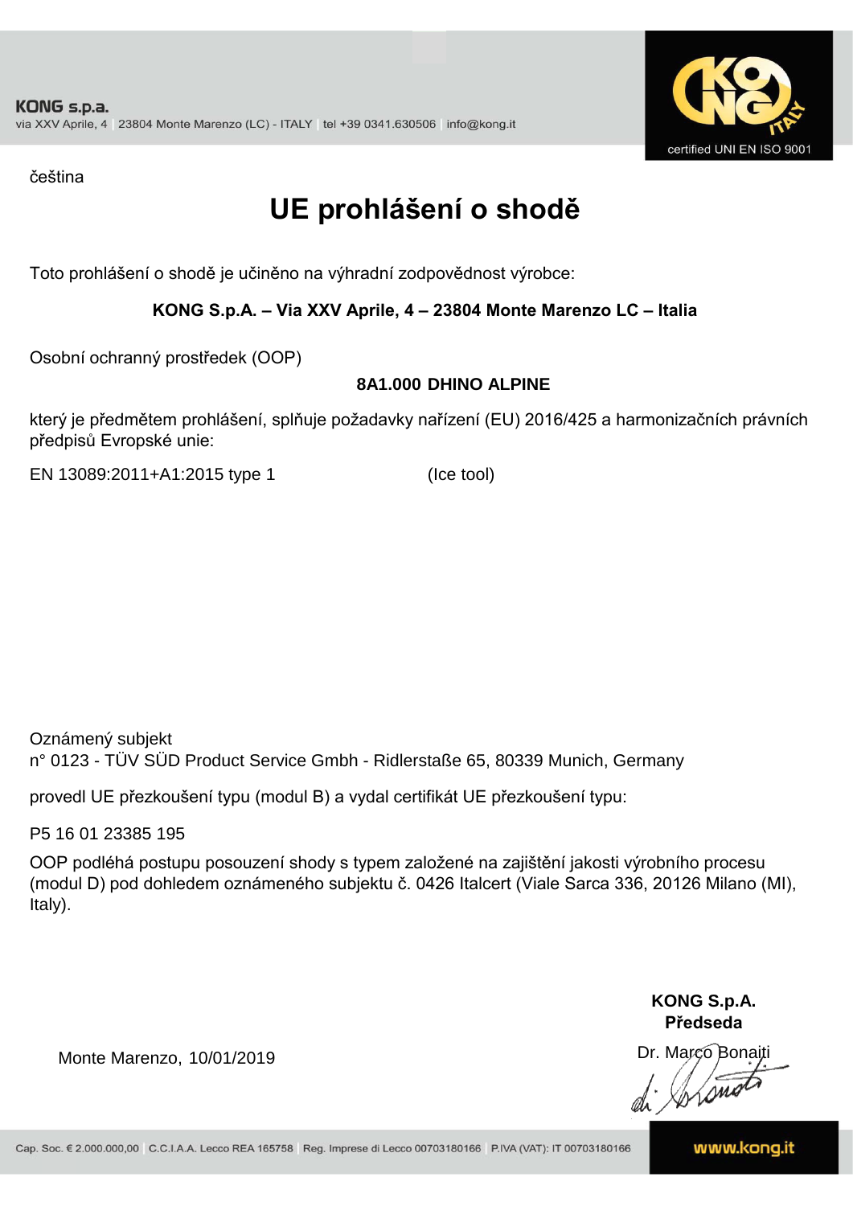KONG s.p.a.
via XXV Aprile, 4 | 23804 Monte Marenzo (LC) - ITALY | tel +39 0341.630506 | info@kong.it

certified UNI EN ISO 9001

čeština

# UE prohlášení o shodě

Toto prohlášení o shodě je učiněno na výhradní zodpovědnost výrobce:

**KONG S.p.A. – Via XXV Aprile, 4 – 23804 Monte Marenzo LC – Italia**

Osobní ochranný prostředek (OOP)

**8A1.000 DHINO ALPINE**

který je předmětem prohlášení, splňuje požadavky nařízení (EU) 2016/425 a harmonizačních právních předpisů Evropské unie:

EN 13089:2011+A1:2015 type 1 (Ice tool)

Oznámený subjekt
n° 0123 - TÜV SÜD Product Service Gmbh - Ridlerstaße 65, 80339 Munich, Germany

provedl UE přezkoušení typu (modul B) a vydal certifikát UE přezkoušení typu:

P5 16 01 23385 195

OOP podléhá postupu posouzení shody s typem založené na zajištění jakosti výrobního procesu (modul D) pod dohledem oznámeného subjektu č. 0426 Italcert (Viale Sarca 336, 20126 Milano (MI), Italy).

Monte Marenzo, 10/01/2019

**KONG S.p.A.**
**Předseda**
Dr. Marco Bonaiti

Cap. Soc. € 2.000.000,00 | C.C.I.A.A. Lecco REA 165758 | Reg. Imprese di Lecco 00703180166 | P.IVA (VAT): IT 00703180166

www.kong.it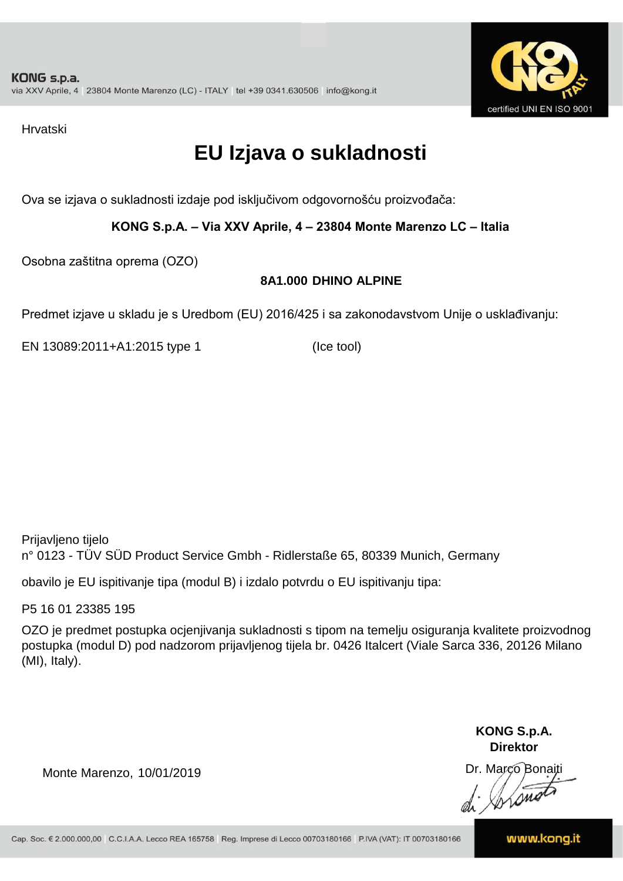KONG s.p.a.
via XXV Aprile, 4 | 23804 Monte Marenzo (LC) - ITALY | tel +39 0341.630506 | info@kong.it

certified UNI EN ISO 9001

Hrvatski

# EU Izjava o sukladnosti

Ova se izjava o sukladnosti izdaje pod isključivom odgovornošću proizvođača:

**KONG S.p.A. – Via XXV Aprile, 4 – 23804 Monte Marenzo LC – Italia**

Osobna zaštitna oprema (OZO)

**8A1.000 DHINO ALPINE**

Predmet izjave u skladu je s Uredbom (EU) 2016/425 i sa zakonodavstvom Unije o usklađivanju:

EN 13089:2011+A1:2015 type 1 (Ice tool)

Prijavljeno tijelo
n° 0123 - TÜV SÜD Product Service Gmbh - Ridlerstaße 65, 80339 Munich, Germany

obavilo je EU ispitivanje tipa (modul B) i izdalo potvrdu o EU ispitivanju tipa:

P5 16 01 23385 195

OZO je predmet postupka ocjenjivanja sukladnosti s tipom na temelju osiguranja kvalitete proizvodnog postupka (modul D) pod nadzorom prijavljenog tijela br. 0426 Italcert (Viale Sarca 336, 20126 Milano (MI), Italy).

**KONG S.p.A.**
**Direktor**

Monte Marenzo, 10/01/2019

Dr. Marco Bonaiti

Cap. Soc. € 2.000.000,00 | C.C.I.A.A. Lecco REA 165758 | Reg. Imprese di Lecco 00703180166 | P.IVA (VAT): IT 00703180166

www.kong.it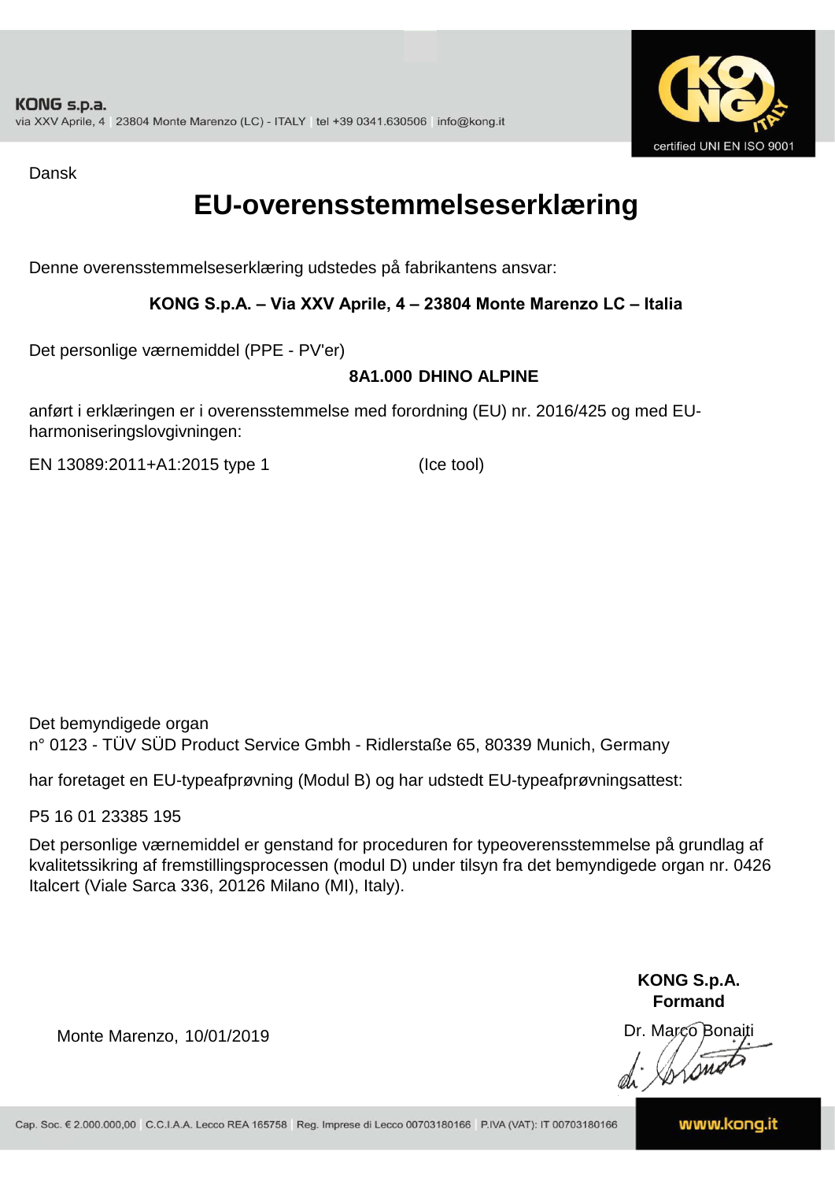KONG s.p.a.
via XXV Aprile, 4 | 23804 Monte Marenzo (LC) - ITALY | tel +39 0341.630506 | info@kong.it

certified UNI EN ISO 9001

Dansk

# EU-overensstemmelseserklæring

Denne overensstemmelseserklæring udstedes på fabrikantens ansvar:

**KONG S.p.A. – Via XXV Aprile, 4 – 23804 Monte Marenzo LC – Italia**

Det personlige værnemiddel (PPE - PV'er)

**8A1.000 DHINO ALPINE**

anført i erklæringen er i overensstemmelse med forordning (EU) nr. 2016/425 og med EU-harmoniseringslovgivningen:

EN 13089:2011+A1:2015 type 1 (Ice tool)

Det bemyndigede organ
n° 0123 - TÜV SÜD Product Service Gmbh - Ridlerstaße 65, 80339 Munich, Germany

har foretaget en EU-typeafprøvning (Modul B) og har udstedt EU-typeafprøvningsattest:

P5 16 01 23385 195

Det personlige værnemiddel er genstand for proceduren for typeoverensstemmelse på grundlag af kvalitetssikring af fremstillingsprocessen (modul D) under tilsyn fra det bemyndigede organ nr. 0426 Italcert (Viale Sarca 336, 20126 Milano (MI), Italy).

Monte Marenzo, 10/01/2019

**KONG S.p.A.**
**Formand**
Dr. Marco Bonaiti

Cap. Soc. € 2.000.000,00 | C.C.I.A.A. Lecco REA 165758 | Reg. Imprese di Lecco 00703180166 | P.IVA (VAT): IT 00703180166

www.kong.it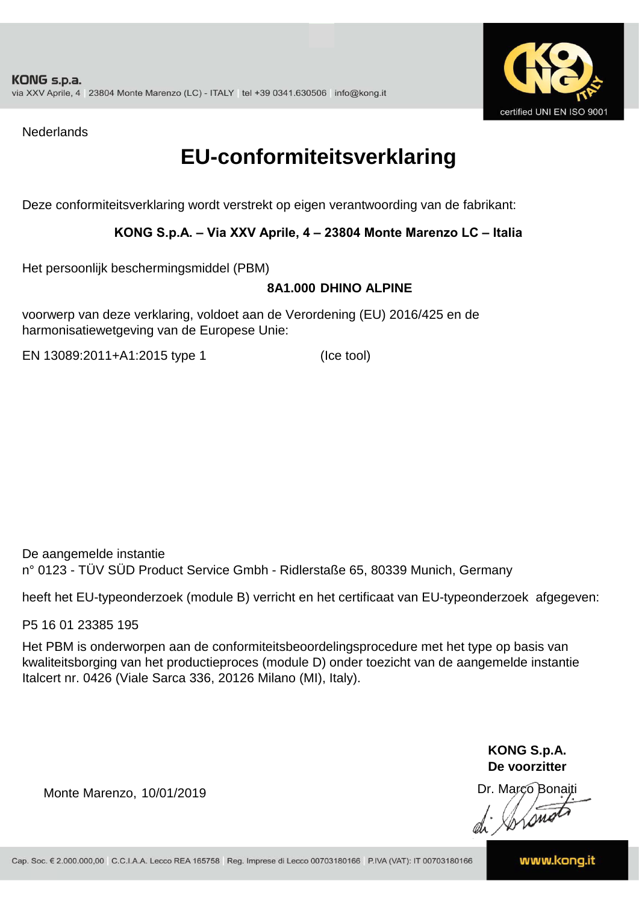Nederlands

# EU-conformiteitsverklaring

Deze conformiteitsverklaring wordt verstrekt op eigen verantwoording van de fabrikant:

**KONG S.p.A. – Via XXV Aprile, 4 – 23804 Monte Marenzo LC – Italia**

Het persoonlijk beschermingsmiddel (PBM)

**8A1.000 DHINO ALPINE**

voorwerp van deze verklaring, voldoet aan de Verordening (EU) 2016/425 en de harmonisatiewetgeving van de Europese Unie:

EN 13089:2011+A1:2015 type 1 (Ice tool)

De aangemelde instantie
n° 0123 - TÜV SÜD Product Service Gmbh - Ridlerstaße 65, 80339 Munich, Germany

heeft het EU-typeonderzoek (module B) verricht en het certificaat van EU-typeonderzoek afgegeven:

P5 16 01 23385 195

Het PBM is onderworpen aan de conformiteitsbeoordelingsprocedure met het type op basis van kwaliteitsborging van het productieproces (module D) onder toezicht van de aangemelde instantie Italcert nr. 0426 (Viale Sarca 336, 20126 Milano (MI), Italy).

**KONG S.p.A.**
**De voorzitter**

Monte Marenzo, 10/01/2019

Dr. Marco Bonaiti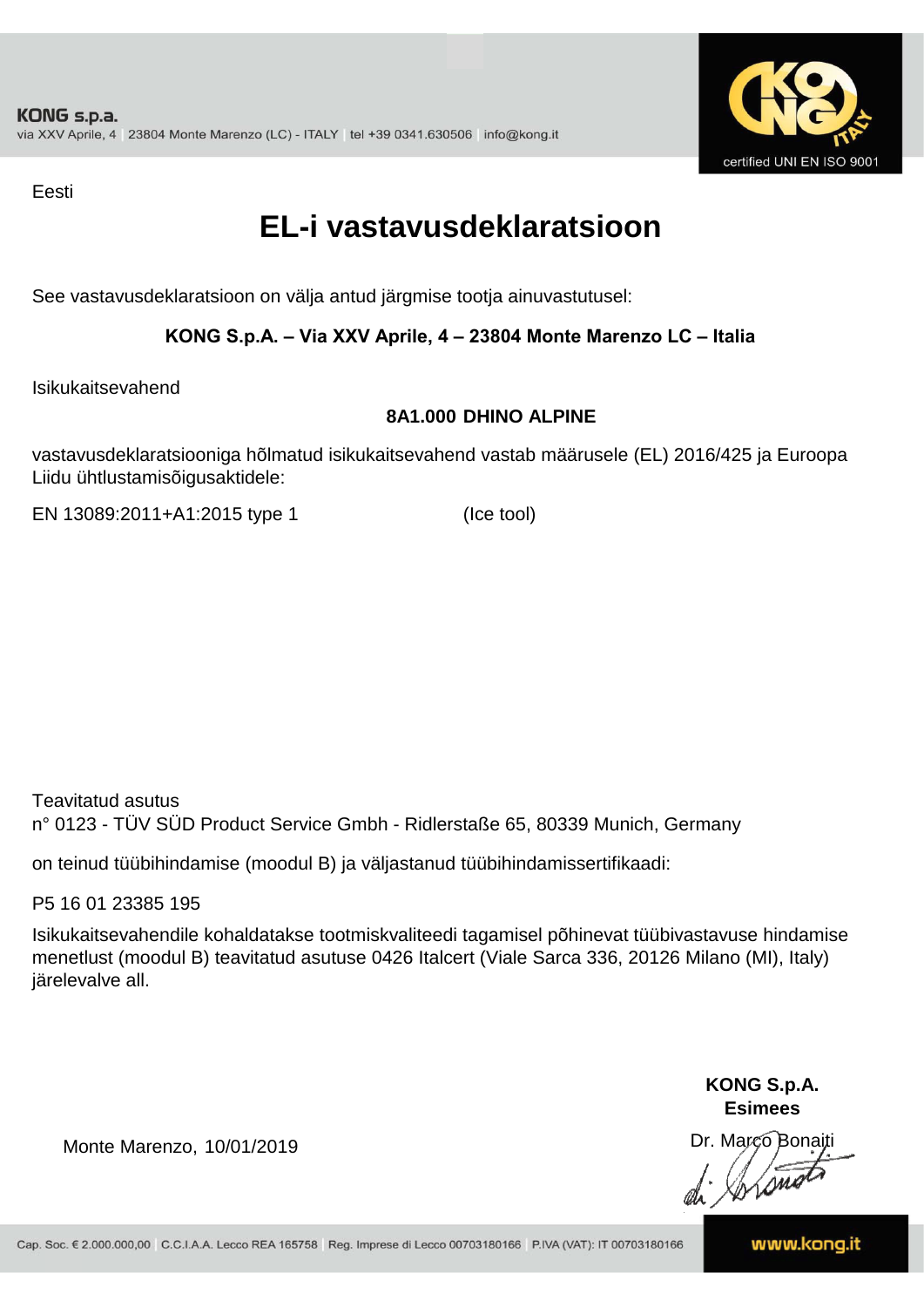KONG s.p.a.
via XXV Aprile, 4 | 23804 Monte Marenzo (LC) - ITALY | tel +39 0341.630506 | info@kong.it

certified UNI EN ISO 9001

Eesti

# EL-i vastavusdeklaratsioon

See vastavusdeklaratsioon on välja antud järgmise tootja ainuvastutusel:

**KONG S.p.A. – Via XXV Aprile, 4 – 23804 Monte Marenzo LC – Italia**

Isikukaitsevahend

**8A1.000 DHINO ALPINE**

vastavusdeklaratsiooniga hõlmatud isikukaitsevahend vastab määrusele (EL) 2016/425 ja Euroopa Liidu ühtlustamisõigusaktidele:

EN 13089:2011+A1:2015 type 1 (Ice tool)

Teavitatud asutus
n° 0123 - TÜV SÜD Product Service Gmbh - Ridlerstaße 65, 80339 Munich, Germany

on teinud tüübihindamise (moodul B) ja väljastanud tüübihindamissertifikaadi:

P5 16 01 23385 195

Isikukaitsevahendile kohaldatakse tootmiskvaliteedi tagamisel põhinevat tüübivastavuse hindamise menetlust (moodul B) teavitatud asutuse 0426 Italcert (Viale Sarca 336, 20126 Milano (MI), Italy) järelevalve all.

**KONG S.p.A.**
**Esimees**
Dr. Marco Bonaiti

Monte Marenzo, 10/01/2019

Cap. Soc. € 2.000.000,00 | C.C.I.A.A. Lecco REA 165758 | Reg. Imprese di Lecco 00703180166 | P.IVA (VAT): IT 00703180166

www.kong.it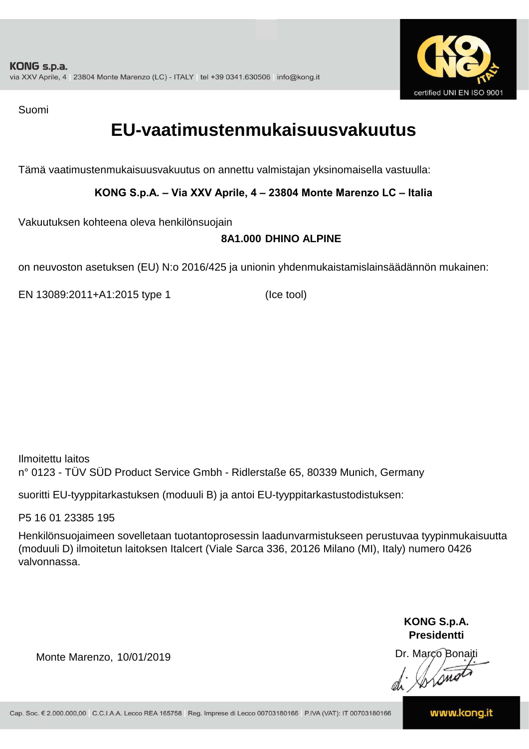KONG s.p.a.
via XXV Aprile, 4 | 23804 Monte Marenzo (LC) - ITALY | tel +39 0341.630506 | info@kong.it

certified UNI EN ISO 9001

Suomi

# EU-vaatimustenmukaisuusvakuutus

Tämä vaatimustenmukaisuusvakuutus on annettu valmistajan yksinomaisella vastuulla:

**KONG S.p.A. – Via XXV Aprile, 4 – 23804 Monte Marenzo LC – Italia**

Vakuutuksen kohteena oleva henkilönsuojain

**8A1.000 DHINO ALPINE**

on neuvoston asetuksen (EU) N:o 2016/425 ja unionin yhdenmukaistamislainsäädännön mukainen:

EN 13089:2011+A1:2015 type 1 (Ice tool)

Ilmoitettu laitos
n° 0123 - TÜV SÜD Product Service Gmbh - Ridlerstaße 65, 80339 Munich, Germany

suoritti EU-tyyppitarkastuksen (moduuli B) ja antoi EU-tyyppitarkastustodistuksen:

P5 16 01 23385 195

Henkilönsuojaimeen sovelletaan tuotantoprosessin laadunvarmistukseen perustuvaa tyypinmukaisuutta (moduuli D) ilmoitetun laitoksen Italcert (Viale Sarca 336, 20126 Milano (MI), Italy) numero 0426 valvonnassa.

**KONG S.p.A.**
**Presidentti**

Monte Marenzo, 10/01/2019

Dr. Marco Bonaiti

Cap. Soc. € 2.000.000,00 | C.C.I.A.A. Lecco REA 165758 | Reg. Imprese di Lecco 00703180166 | P.IVA (VAT): IT 00703180166

www.kong.it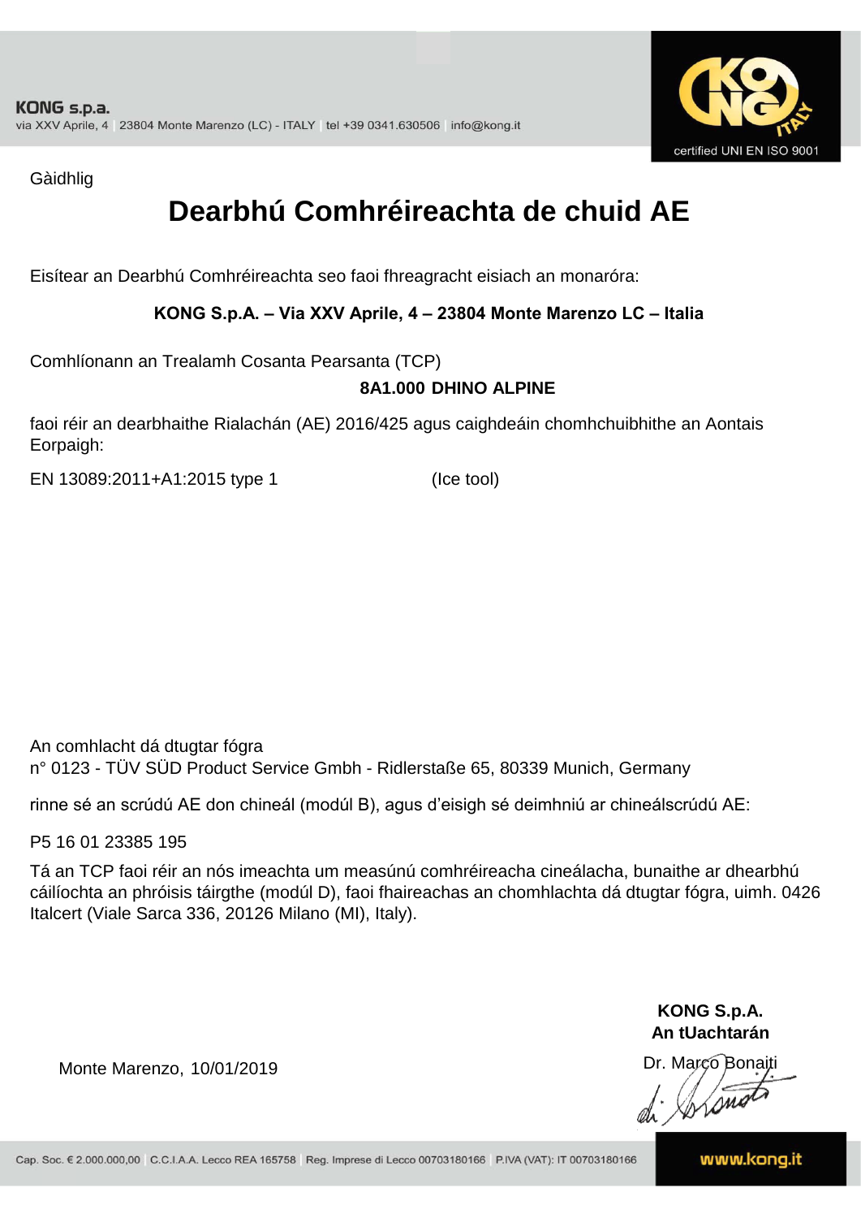KONG s.p.a.
via XXV Aprile, 4 | 23804 Monte Marenzo (LC) - ITALY | tel +39 0341.630506 | info@kong.it

certified UNI EN ISO 9001

Gàidhlig

# Dearbhú Comhréireachta de chuid AE

Eisítear an Dearbhú Comhréireachta seo faoi fhreagracht eisiach an monaróra:

**KONG S.p.A. – Via XXV Aprile, 4 – 23804 Monte Marenzo LC – Italia**

Comhlíonann an Trealamh Cosanta Pearsanta (TCP)

**8A1.000 DHINO ALPINE**

faoi réir an dearbhaithe Rialachán (AE) 2016/425 agus caighdeáin chomhchuibhithe an Aontais Eorpaigh:

EN 13089:2011+A1:2015 type 1 (Ice tool)

An comhlacht dá dtugtar fógra
n° 0123 - TÜV SÜD Product Service Gmbh - Ridlerstaße 65, 80339 Munich, Germany

rinne sé an scrúdú AE don chineál (modúl B), agus d'eisigh sé deimhniú ar chineálscrúdú AE:

P5 16 01 23385 195

Tá an TCP faoi réir an nós imeachta um measúnú comhréireacha cineálacha, bunaithe ar dhearbhú cáilíochta an phróisis táirgthe (modúl D), faoi fhaireachas an chomhlachta dá dtugtar fógra, uimh. 0426 Italcert (Viale Sarca 336, 20126 Milano (MI), Italy).

**KONG S.p.A.**
**An tUachtarán**
Dr. Marco Bonaiti

Monte Marenzo, 10/01/2019

Cap. Soc. € 2.000.000,00 | C.C.I.A.A. Lecco REA 165758 | Reg. Imprese di Lecco 00703180166 | P.IVA (VAT): IT 00703180166 | www.kong.it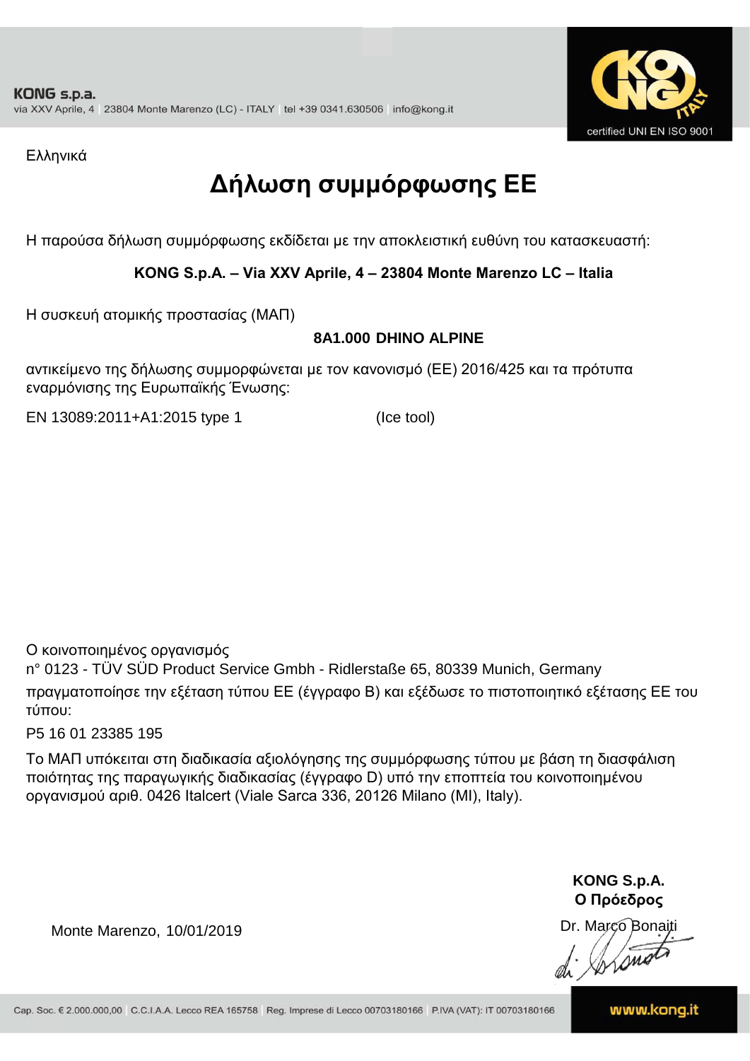KONG s.p.a.
via XXV Aprile, 4 | 23804 Monte Marenzo (LC) - ITALY | tel +39 0341.630506 | info@kong.it

certified UNI EN ISO 9001

Ελληνικά

# Δήλωση συμμόρφωσης ΕΕ

Η παρούσα δήλωση συμμόρφωσης εκδίδεται με την αποκλειστική ευθύνη του κατασκευαστή:

**KONG S.p.A. – Via XXV Aprile, 4 – 23804 Monte Marenzo LC – Italia**

Η συσκευή ατομικής προστασίας (ΜΑΠ)

**8A1.000 DHINO ALPINE**

αντικείμενο της δήλωσης συμμορφώνεται με τον κανονισμό (ΕΕ) 2016/425 και τα πρότυπα εναρμόνισης της Ευρωπαϊκής Ένωσης:

EN 13089:2011+A1:2015 type 1 (Ice tool)

Ο κοινοποιημένος οργανισμός
n° 0123 - TÜV SÜD Product Service Gmbh - Ridlerstaße 65, 80339 Munich, Germany
πραγματοποίησε την εξέταση τύπου ΕΕ (έγγραφο B) και εξέδωσε το πιστοποιητικό εξέτασης ΕΕ του τύπου:

P5 16 01 23385 195

Το ΜΑΠ υπόκειται στη διαδικασία αξιολόγησης της συμμόρφωσης τύπου με βάση τη διασφάλιση ποιότητας της παραγωγικής διαδικασίας (έγγραφο D) υπό την εποπτεία του κοινοποιημένου οργανισμού αριθ. 0426 Italcert (Viale Sarca 336, 20126 Milano (MI), Italy).

Monte Marenzo, 10/01/2019

**KONG S.p.A.**
**Ο Πρόεδρος**
Dr. Marco Bonaiti

Cap. Soc. € 2.000.000,00 | C.C.I.A.A. Lecco REA 165758 | Reg. Imprese di Lecco 00703180166 | P.IVA (VAT): IT 00703180166

www.kong.it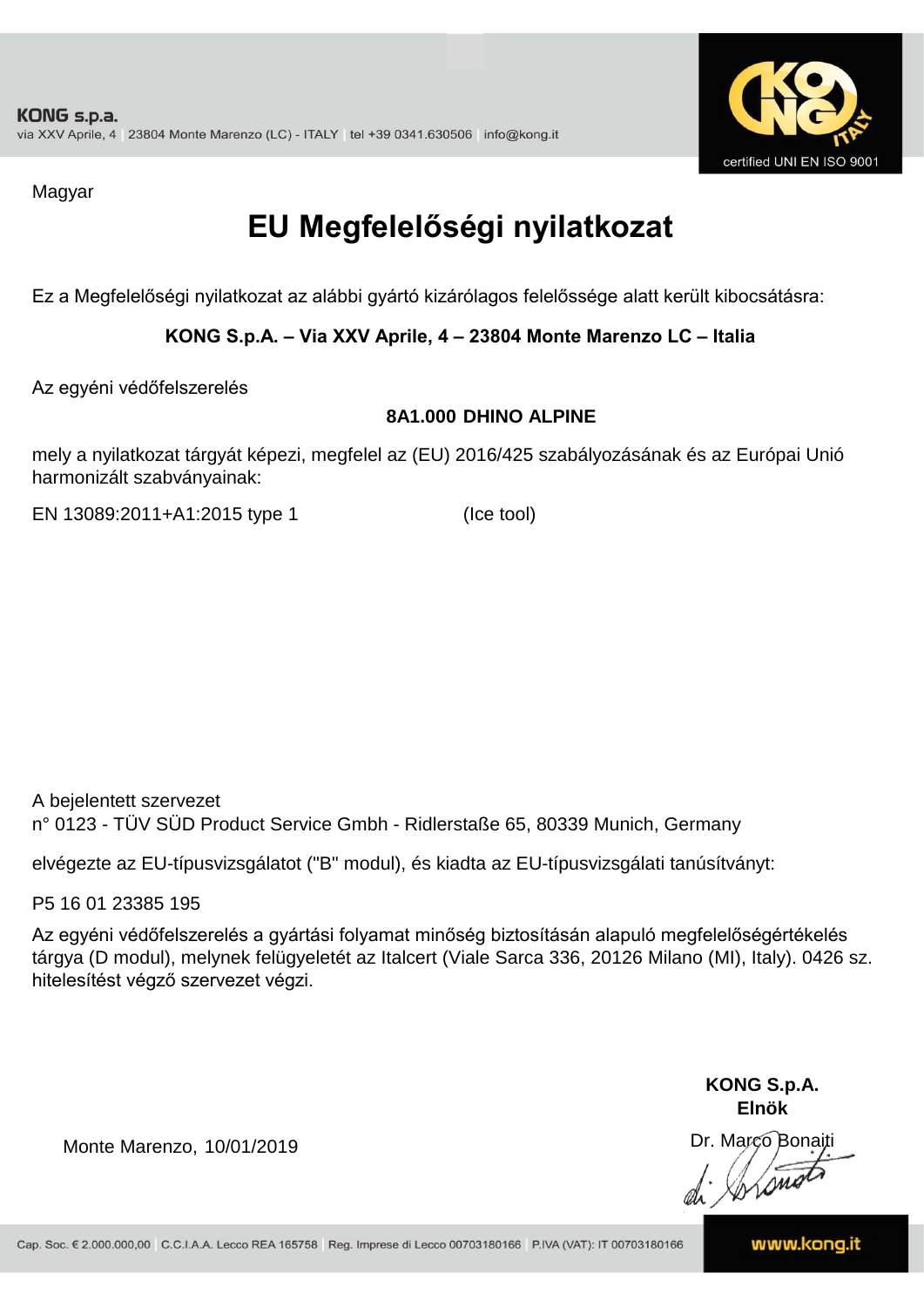Magyar

# EU Megfelelőségi nyilatkozat

Ez a Megfelelőségi nyilatkozat az alábbi gyártó kizárólagos felelőssége alatt került kibocsátásra:

**KONG S.p.A. – Via XXV Aprile, 4 – 23804 Monte Marenzo LC – Italia**

Az egyéni védőfelszerelés

**8A1.000 DHINO ALPINE**

mely a nyilatkozat tárgyát képezi, megfelel az (EU) 2016/425 szabályozásának és az Európai Unió harmonizált szabványainak:

EN 13089:2011+A1:2015 type 1 (Ice tool)

A bejelentett szervezet
n° 0123 - TÜV SÜD Product Service Gmbh - Ridlerstaße 65, 80339 Munich, Germany

elvégezte az EU-típusvizsgálatot ("B" modul), és kiadta az EU-típusvizsgálati tanúsítványt:

P5 16 01 23385 195

Az egyéni védőfelszerelés a gyártási folyamat minőség biztosításán alapuló megfelelőségértékelés tárgya (D modul), melynek felügyeletét az Italcert (Viale Sarca 336, 20126 Milano (MI), Italy). 0426 sz. hitelesítést végző szervezet végzi.

Monte Marenzo, 10/01/2019

**KONG S.p.A.**
**Elnök**

Dr. Marco Bonaiti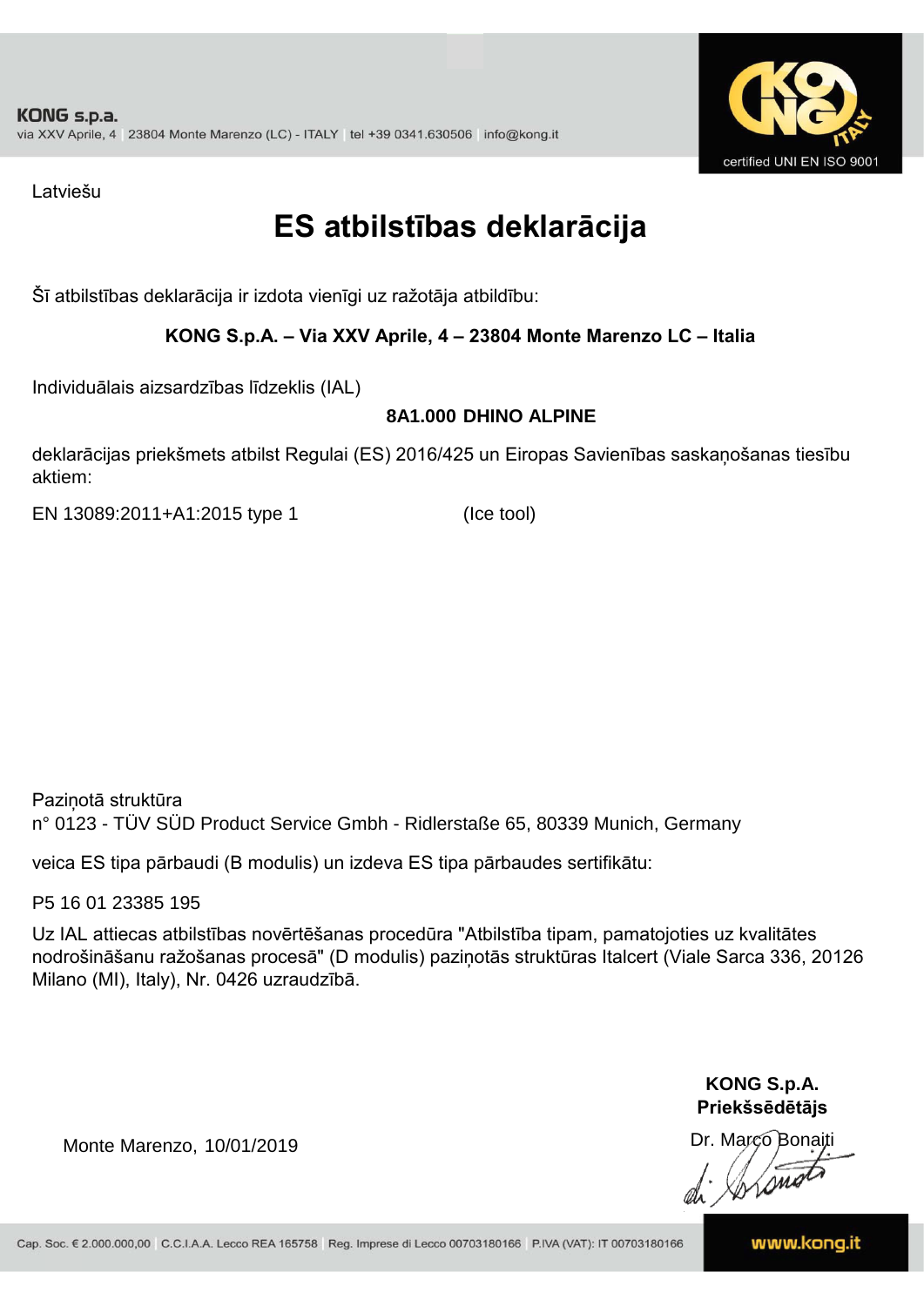KONG s.p.a.
via XXV Aprile, 4 | 23804 Monte Marenzo (LC) - ITALY | tel +39 0341.630506 | info@kong.it

certified UNI EN ISO 9001

Latviešu

# ES atbilstības deklarācija

Šī atbilstības deklarācija ir izdota vienīgi uz ražotāja atbildību:

**KONG S.p.A. – Via XXV Aprile, 4 – 23804 Monte Marenzo LC – Italia**

Individuālais aizsardzības līdzeklis (IAL)

**8A1.000 DHINO ALPINE**

deklarācijas priekšmets atbilst Regulai (ES) 2016/425 un Eiropas Savienības saskaņošanas tiesību aktiem:

EN 13089:2011+A1:2015 type 1 (Ice tool)

Paziņotā struktūra
n° 0123 - TÜV SÜD Product Service Gmbh - Ridlerstaße 65, 80339 Munich, Germany

veica ES tipa pārbaudi (B modulis) un izdeva ES tipa pārbaudes sertifikātu:

P5 16 01 23385 195

Uz IAL attiecas atbilstības novērtēšanas procedūra "Atbilstība tipam, pamatojoties uz kvalitātes nodrošināšanu ražošanas procesā" (D modulis) paziņotās struktūras Italcert (Viale Sarca 336, 20126 Milano (MI), Italy), Nr. 0426 uzraudzībā.

Monte Marenzo, 10/01/2019

**KONG S.p.A.**
**Priekšsēdētājs**

Dr. Marco Bonaiti

Cap. Soc. € 2.000.000,00 | C.C.I.A.A. Lecco REA 165758 | Reg. Imprese di Lecco 00703180166 | P.IVA (VAT): IT 00703180166

www.kong.it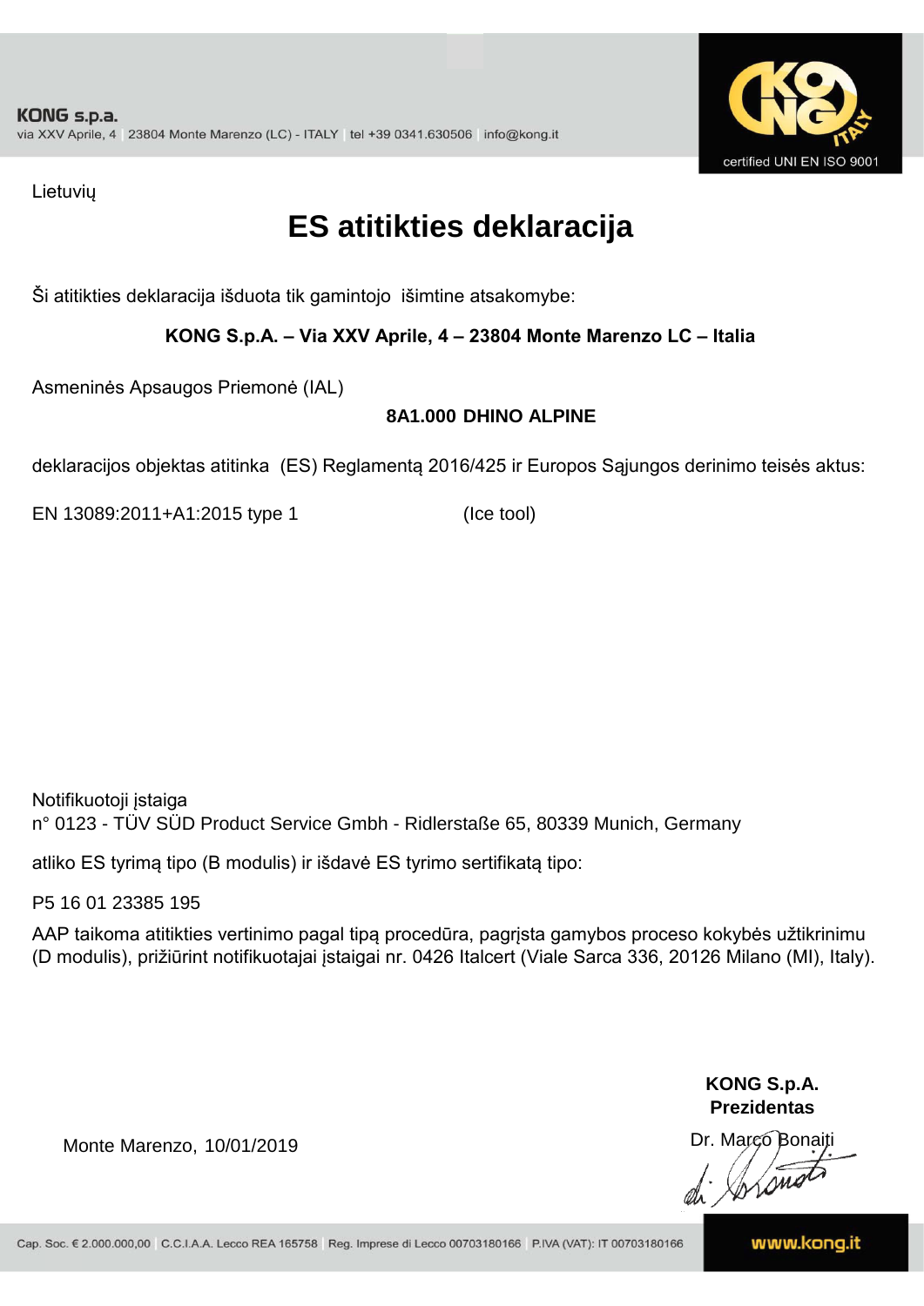KONG s.p.a.
via XXV Aprile, 4 | 23804 Monte Marenzo (LC) - ITALY | tel +39 0341.630506 | info@kong.it

certified UNI EN ISO 9001

Lietuvių

# ES atitikties deklaracija

Ši atitikties deklaracija išduota tik gamintojo išimtine atsakomybe:

**KONG S.p.A. – Via XXV Aprile, 4 – 23804 Monte Marenzo LC – Italia**

Asmeninės Apsaugos Priemonė (IAL)

**8A1.000 DHINO ALPINE**

deklaracijos objektas atitinka (ES) Reglamentą 2016/425 ir Europos Sąjungos derinimo teisės aktus:

EN 13089:2011+A1:2015 type 1 (Ice tool)

Notifikuotoji įstaiga
n° 0123 - TÜV SÜD Product Service Gmbh - Ridlerstaße 65, 80339 Munich, Germany

atliko ES tyrimą tipo (B modulis) ir išdavė ES tyrimo sertifikatą tipo:

P5 16 01 23385 195

AAP taikoma atitikties vertinimo pagal tipą procedūra, pagrįsta gamybos proceso kokybės užtikrinimu (D modulis), prižiūrint notifikuotajai įstaigai nr. 0426 Italcert (Viale Sarca 336, 20126 Milano (MI), Italy).

**KONG S.p.A.**
**Prezidentas**

Monte Marenzo, 10/01/2019

Dr. Marco Bonaiti

Cap. Soc. € 2.000.000,00 | C.C.I.A.A. Lecco REA 165758 | Reg. Imprese di Lecco 00703180166 | P.IVA (VAT): IT 00703180166

www.kong.it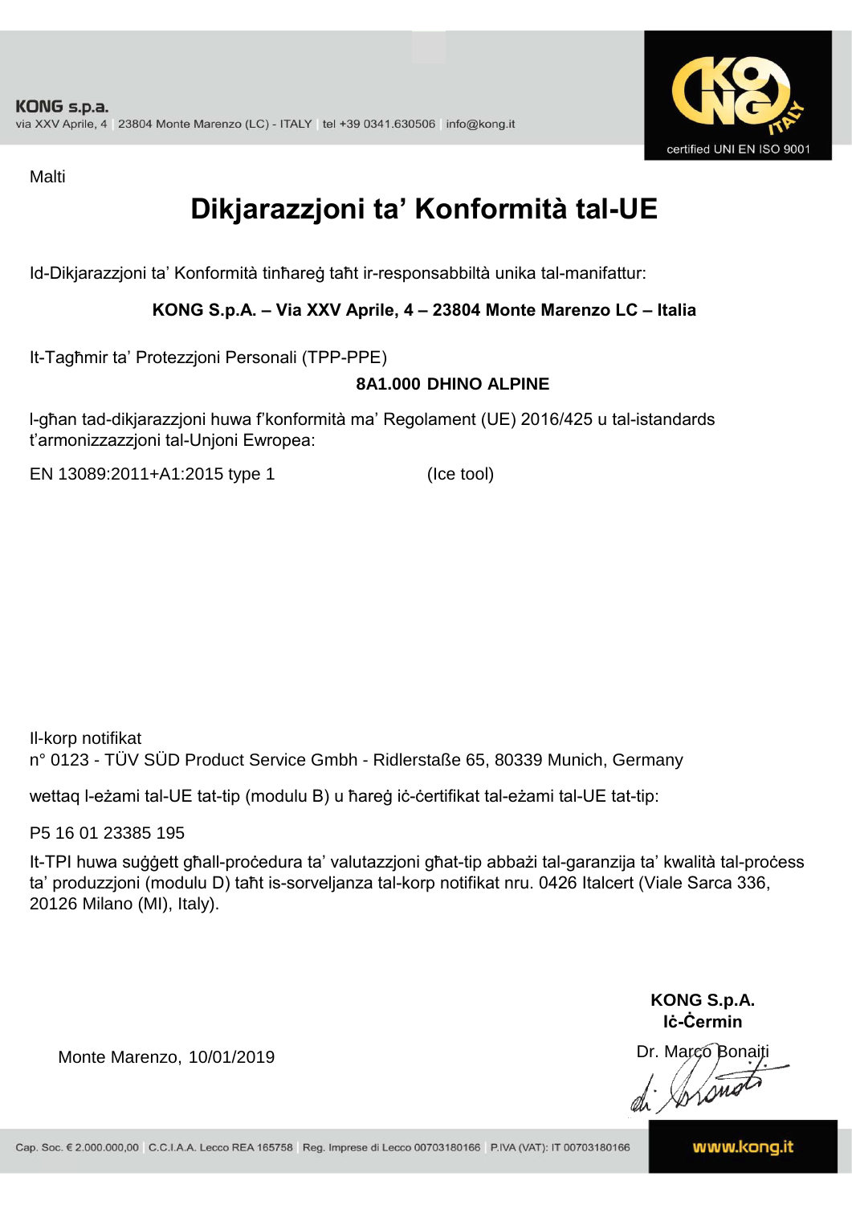Malti

# Dikjarazzjoni ta' Konformità tal-UE

Id-Dikjarazzjoni ta' Konformità tinħareġ taħt ir-responsabbiltà unika tal-manifattur:

**KONG S.p.A. – Via XXV Aprile, 4 – 23804 Monte Marenzo LC – Italia**

It-Tagħmir ta' Protezzjoni Personali (TPP-PPE)

**8A1.000 DHINO ALPINE**

l-għan tad-dikjarazzjoni huwa f'konformità ma' Regolament (UE) 2016/425 u tal-istandards t'armonizzazzjoni tal-Unjoni Ewropea:

EN 13089:2011+A1:2015 type 1 (Ice tool)

Il-korp notifikat
n° 0123 - TÜV SÜD Product Service Gmbh - Ridlerstaße 65, 80339 Munich, Germany

wettaq l-eżami tal-UE tat-tip (modulu B) u ħareġ iċ-ċertifikat tal-eżami tal-UE tat-tip:

P5 16 01 23385 195

It-TPI huwa suġġett għall-proċedura ta' valutazzjoni għat-tip abbażi tal-garanzija ta' kwalità tal-proċess ta' produzzjoni (modulu D) taħt is-sorveljanza tal-korp notifikat nru. 0426 Italcert (Viale Sarca 336, 20126 Milano (MI), Italy).

Monte Marenzo, 10/01/2019

**KONG S.p.A.**
**Iċ-Ċermin**
Dr. Marco Bonaiti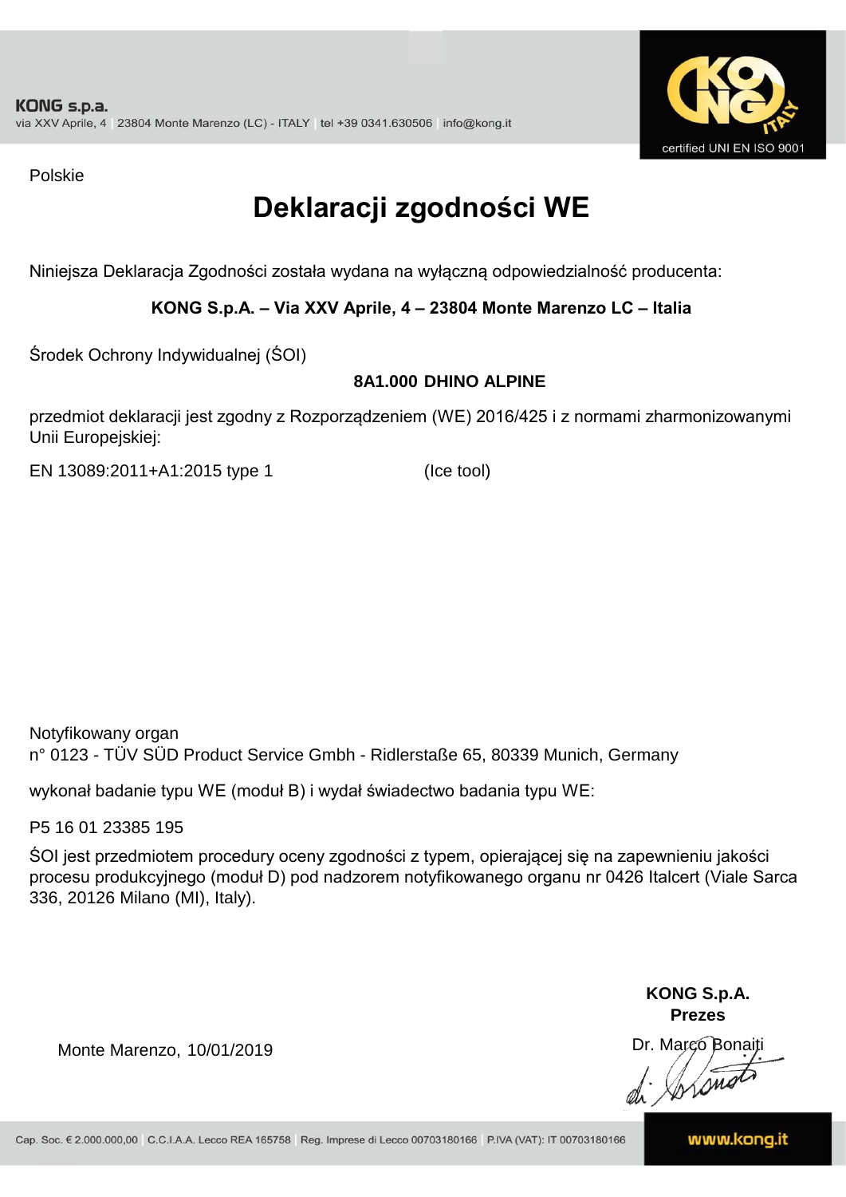Polskie

# Deklaracji zgodności WE

Niniejsza Deklaracja Zgodności została wydana na wyłączną odpowiedzialność producenta:

**KONG S.p.A. – Via XXV Aprile, 4 – 23804 Monte Marenzo LC – Italia**

Środek Ochrony Indywidualnej (ŚOI)

**8A1.000 DHINO ALPINE**

przedmiot deklaracji jest zgodny z Rozporządzeniem (WE) 2016/425 i z normami zharmonizowanymi Unii Europejskiej:

EN 13089:2011+A1:2015 type 1 (Ice tool)

Notyfikowany organ
n° 0123 - TÜV SÜD Product Service Gmbh - Ridlerstaße 65, 80339 Munich, Germany

wykonał badanie typu WE (moduł B) i wydał świadectwo badania typu WE:

P5 16 01 23385 195

ŚOI jest przedmiotem procedury oceny zgodności z typem, opierającej się na zapewnieniu jakości procesu produkcyjnego (moduł D) pod nadzorem notyfikowanego organu nr 0426 Italcert (Viale Sarca 336, 20126 Milano (MI), Italy).

Monte Marenzo, 10/01/2019

**KONG S.p.A.**
**Prezes**
Dr. Marco Bonaiti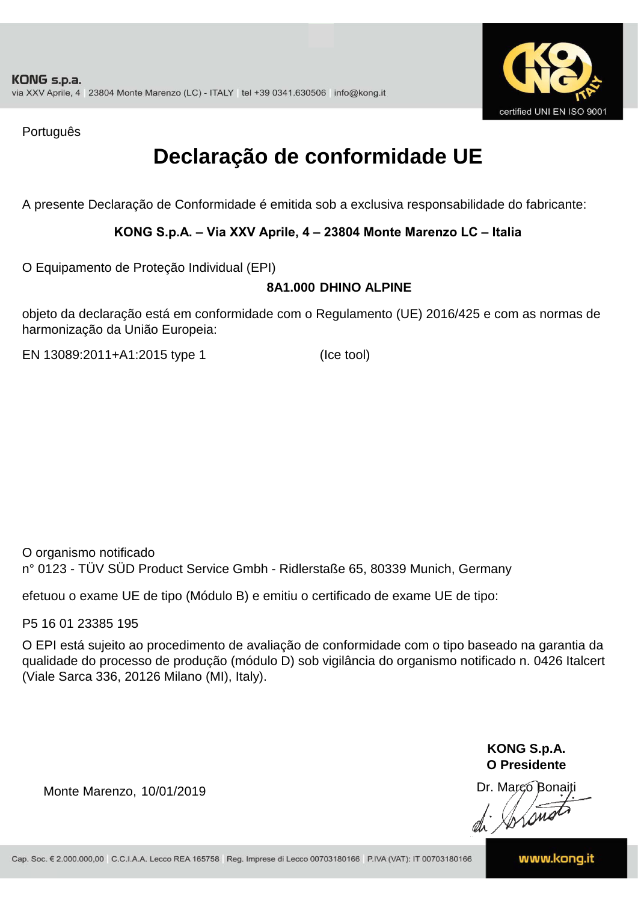Português

# Declaração de conformidade UE

A presente Declaração de Conformidade é emitida sob a exclusiva responsabilidade do fabricante:

**KONG S.p.A. – Via XXV Aprile, 4 – 23804 Monte Marenzo LC – Italia**

O Equipamento de Proteção Individual (EPI)

**8A1.000 DHINO ALPINE**

objeto da declaração está em conformidade com o Regulamento (UE) 2016/425 e com as normas de harmonização da União Europeia:

EN 13089:2011+A1:2015 type 1 (Ice tool)

O organismo notificado
n° 0123 - TÜV SÜD Product Service Gmbh - Ridlerstaße 65, 80339 Munich, Germany

efetuou o exame UE de tipo (Módulo B) e emitiu o certificado de exame UE de tipo:

P5 16 01 23385 195

O EPI está sujeito ao procedimento de avaliação de conformidade com o tipo baseado na garantia da qualidade do processo de produção (módulo D) sob vigilância do organismo notificado n. 0426 Italcert (Viale Sarca 336, 20126 Milano (MI), Italy).

Monte Marenzo, 10/01/2019

**KONG S.p.A.**
**O Presidente**
Dr. Marco Bonaiti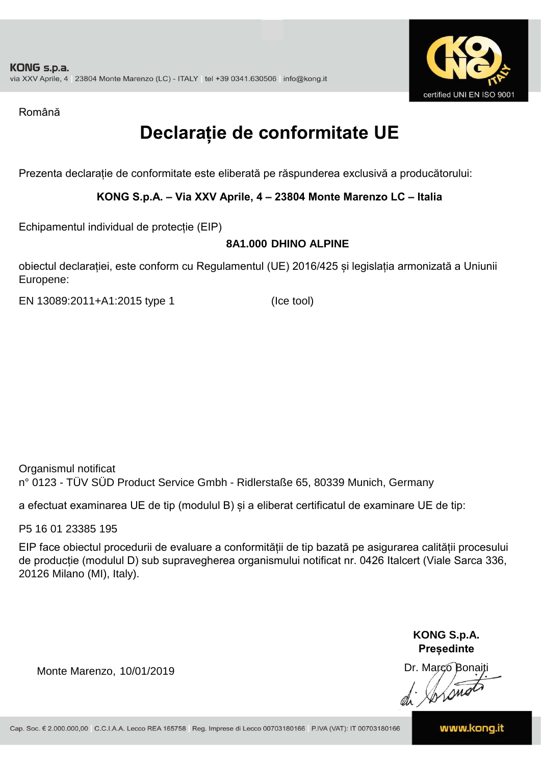Română

# Declarație de conformitate UE

Prezenta declarație de conformitate este eliberată pe răspunderea exclusivă a producătorului:

**KONG S.p.A. – Via XXV Aprile, 4 – 23804 Monte Marenzo LC – Italia**

Echipamentul individual de protecție (EIP)

**8A1.000 DHINO ALPINE**

obiectul declarației, este conform cu Regulamentul (UE) 2016/425 și legislația armonizată a Uniunii Europene:

EN 13089:2011+A1:2015 type 1 (Ice tool)

Organismul notificat
n° 0123 - TÜV SÜD Product Service Gmbh - Ridlerstaße 65, 80339 Munich, Germany

a efectuat examinarea UE de tip (modulul B) și a eliberat certificatul de examinare UE de tip:

P5 16 01 23385 195

EIP face obiectul procedurii de evaluare a conformității de tip bazată pe asigurarea calității procesului de producție (modulul D) sub supravegherea organismului notificat nr. 0426 Italcert (Viale Sarca 336, 20126 Milano (MI), Italy).

Monte Marenzo, 10/01/2019

**KONG S.p.A.**
**Președinte**
Dr. Marco Bonaiti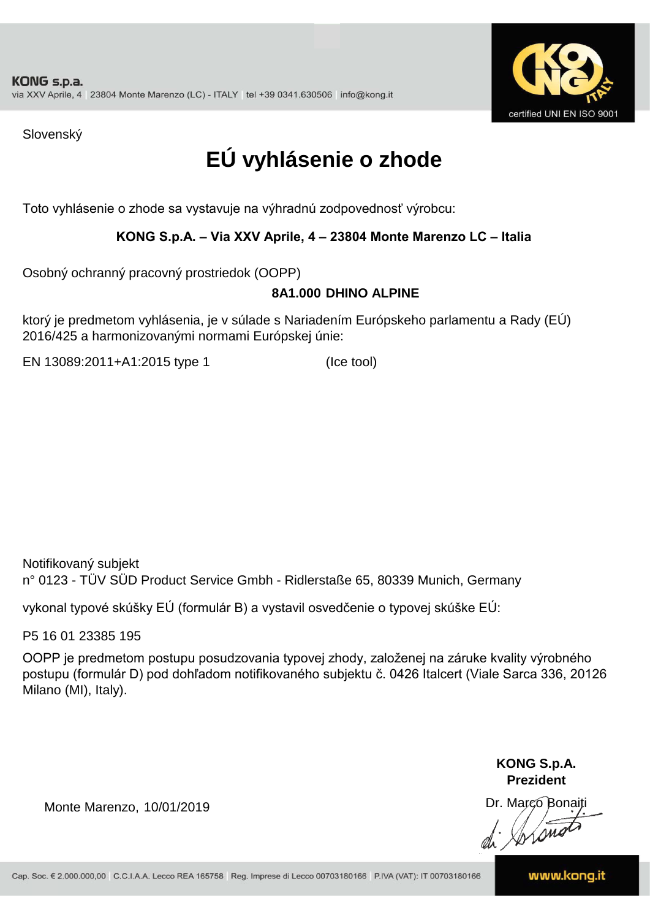Slovenský

# EÚ vyhlásenie o zhode

Toto vyhlásenie o zhode sa vystavuje na výhradnú zodpovednosť výrobcu:

**KONG S.p.A. – Via XXV Aprile, 4 – 23804 Monte Marenzo LC – Italia**

Osobný ochranný pracovný prostriedok (OOPP)

**8A1.000 DHINO ALPINE**

ktorý je predmetom vyhlásenia, je v súlade s Nariadením Európskeho parlamentu a Rady (EÚ) 2016/425 a harmonizovanými normami Európskej únie:

EN 13089:2011+A1:2015 type 1 (Ice tool)

Notifikovaný subjekt
n° 0123 - TÜV SÜD Product Service Gmbh - Ridlerstaße 65, 80339 Munich, Germany

vykonal typové skúšky EÚ (formulár B) a vystavil osvedčenie o typovej skúške EÚ:

P5 16 01 23385 195

OOPP je predmetom postupu posudzovania typovej zhody, založenej na záruke kvality výrobného postupu (formulár D) pod dohľadom notifikovaného subjektu č. 0426 Italcert (Viale Sarca 336, 20126 Milano (MI), Italy).

Monte Marenzo, 10/01/2019

**KONG S.p.A.**
**Prezident**
Dr. Marco Bonaiti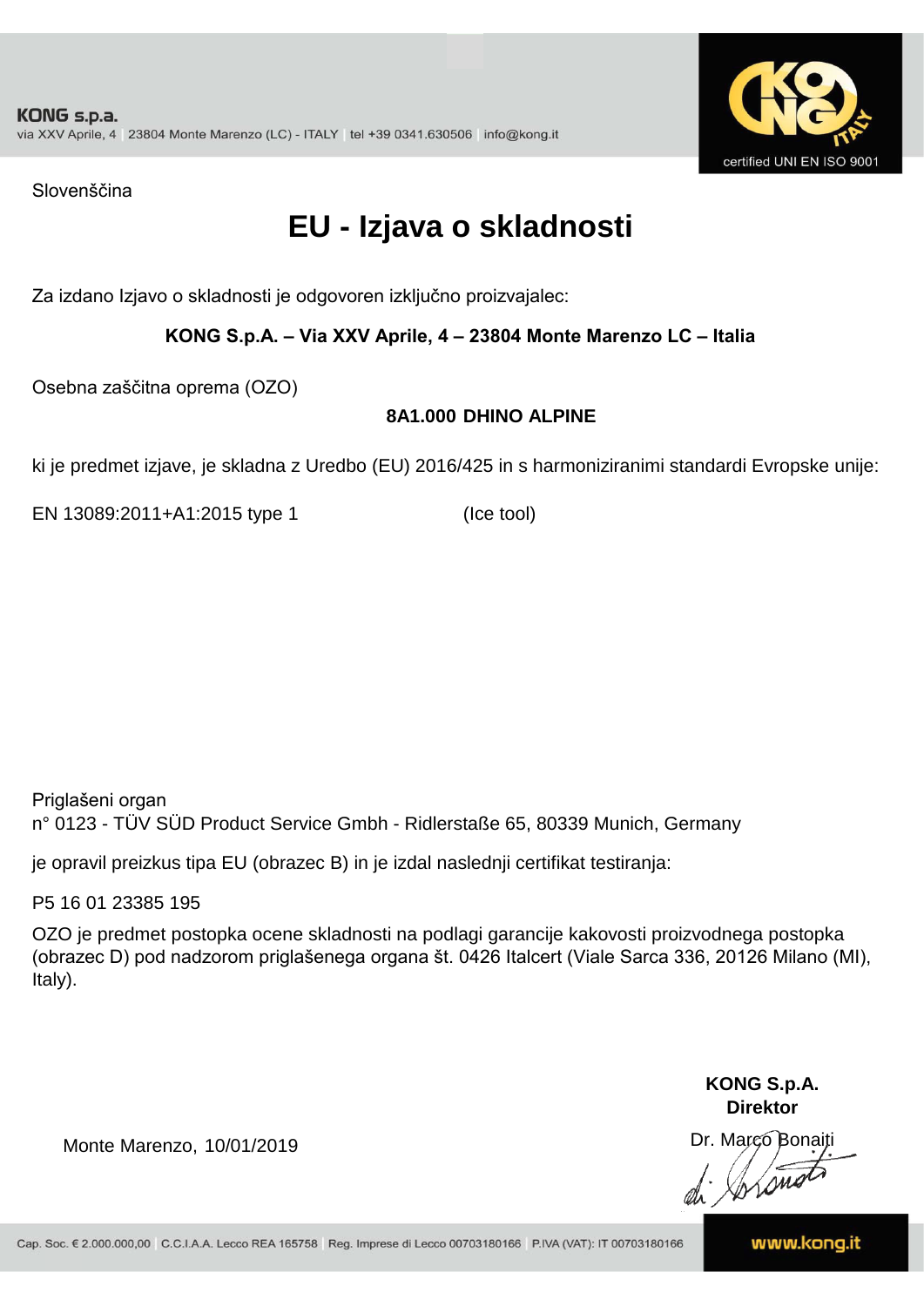Slovenščina

# EU - Izjava o skladnosti

Za izdano Izjavo o skladnosti je odgovoren izključno proizvajalec:

**KONG S.p.A. – Via XXV Aprile, 4 – 23804 Monte Marenzo LC – Italia**

Osebna zaščitna oprema (OZO)

**8A1.000 DHINO ALPINE**

ki je predmet izjave, je skladna z Uredbo (EU) 2016/425 in s harmoniziranimi standardi Evropske unije:

EN 13089:2011+A1:2015 type 1 (Ice tool)

Priglašeni organ
n° 0123 - TÜV SÜD Product Service Gmbh - Ridlerstaße 65, 80339 Munich, Germany

je opravil preizkus tipa EU (obrazec B) in je izdal naslednji certifikat testiranja:

P5 16 01 23385 195

OZO je predmet postopka ocene skladnosti na podlagi garancije kakovosti proizvodnega postopka (obrazec D) pod nadzorom priglašenega organa št. 0426 Italcert (Viale Sarca 336, 20126 Milano (MI), Italy).

Monte Marenzo, 10/01/2019

**KONG S.p.A.**
**Direktor**
Dr. Marco Bonaiti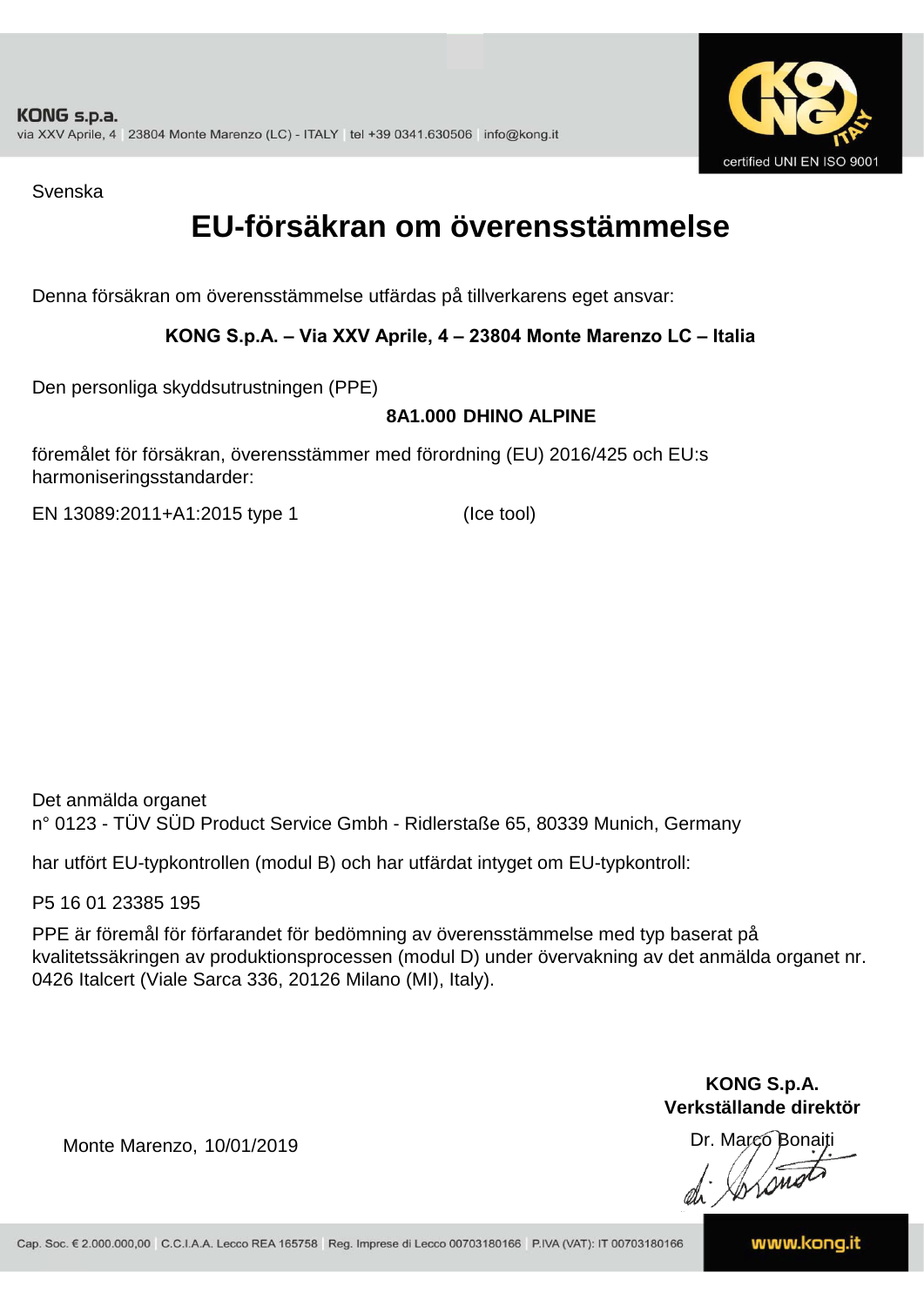KONG s.p.a.
via XXV Aprile, 4 | 23804 Monte Marenzo (LC) - ITALY | tel +39 0341.630506 | info@kong.it

certified UNI EN ISO 9001

Svenska

# EU-försäkran om överensstämmelse

Denna försäkran om överensstämmelse utfärdas på tillverkarens eget ansvar:

**KONG S.p.A. – Via XXV Aprile, 4 – 23804 Monte Marenzo LC – Italia**

Den personliga skyddsutrustningen (PPE)

**8A1.000 DHINO ALPINE**

föremålet för försäkran, överensstämmer med förordning (EU) 2016/425 och EU:s harmoniseringsstandarder:

EN 13089:2011+A1:2015 type 1 (Ice tool)

Det anmälda organet
n° 0123 - TÜV SÜD Product Service Gmbh - Ridlerstaße 65, 80339 Munich, Germany

har utfört EU-typkontrollen (modul B) och har utfärdat intyget om EU-typkontroll:

P5 16 01 23385 195

PPE är föremål för förfarandet för bedömning av överensstämmelse med typ baserat på kvalitetssäkringen av produktionsprocessen (modul D) under övervakning av det anmälda organet nr. 0426 Italcert (Viale Sarca 336, 20126 Milano (MI), Italy).

**KONG S.p.A.**
**Verkställande direktör**

Monte Marenzo, 10/01/2019

Dr. Marco Bonaiti

Cap. Soc. € 2.000.000,00 | C.C.I.A.A. Lecco REA 165758 | Reg. Imprese di Lecco 00703180166 | P.IVA (VAT): IT 00703180166

www.kong.it